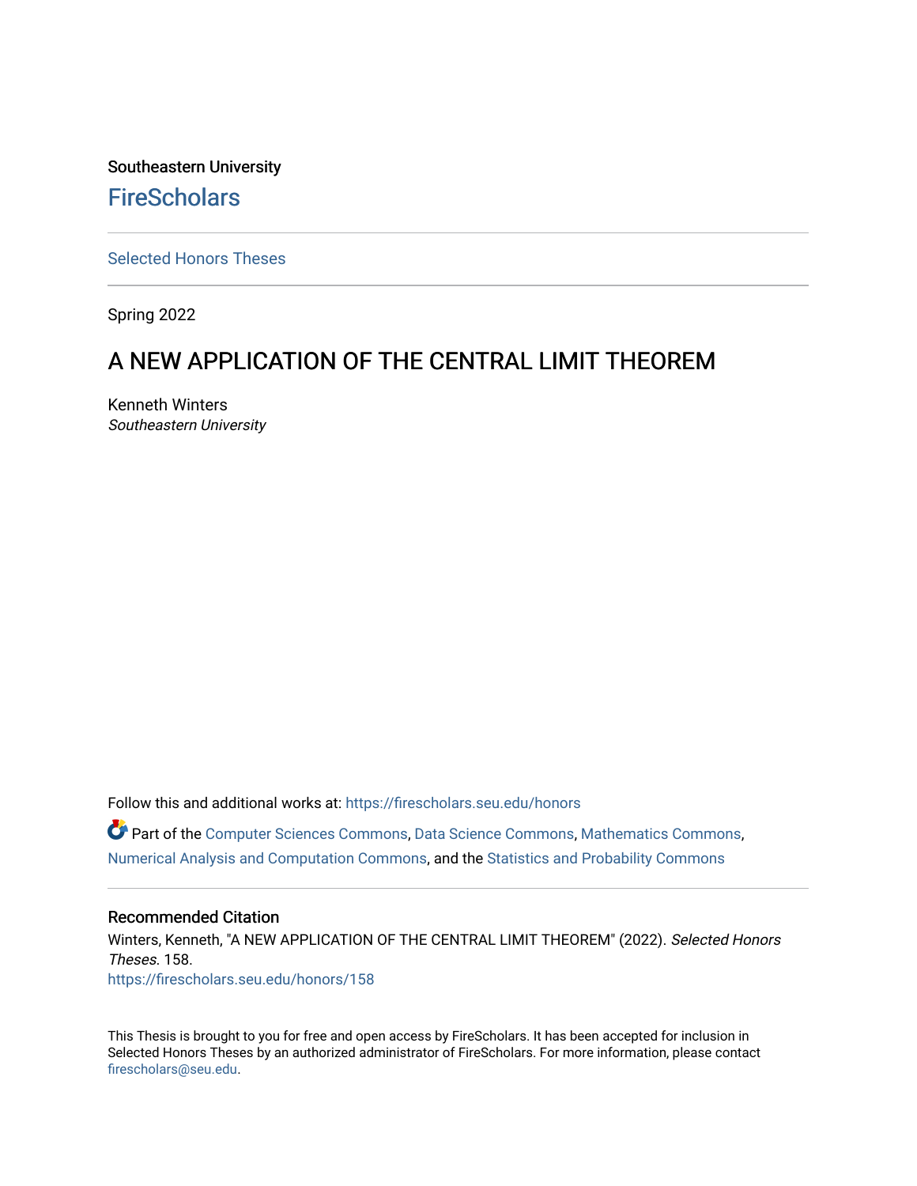Southeastern University

## FireScholars

Selected Honors Theses

Spring 2022

# A NEW APPLICATION OF THE CENTRAL LIMIT THEOREM

Kenneth Winters
*Southeastern University*

Follow this and additional works at: https://firescholars.seu.edu/honors

Part of the Computer Sciences Commons, Data Science Commons, Mathematics Commons, Numerical Analysis and Computation Commons, and the Statistics and Probability Commons

### Recommended Citation

Winters, Kenneth, "A NEW APPLICATION OF THE CENTRAL LIMIT THEOREM" (2022). *Selected Honors Theses*. 158.
https://firescholars.seu.edu/honors/158

This Thesis is brought to you for free and open access by FireScholars. It has been accepted for inclusion in Selected Honors Theses by an authorized administrator of FireScholars. For more information, please contact firescholars@seu.edu.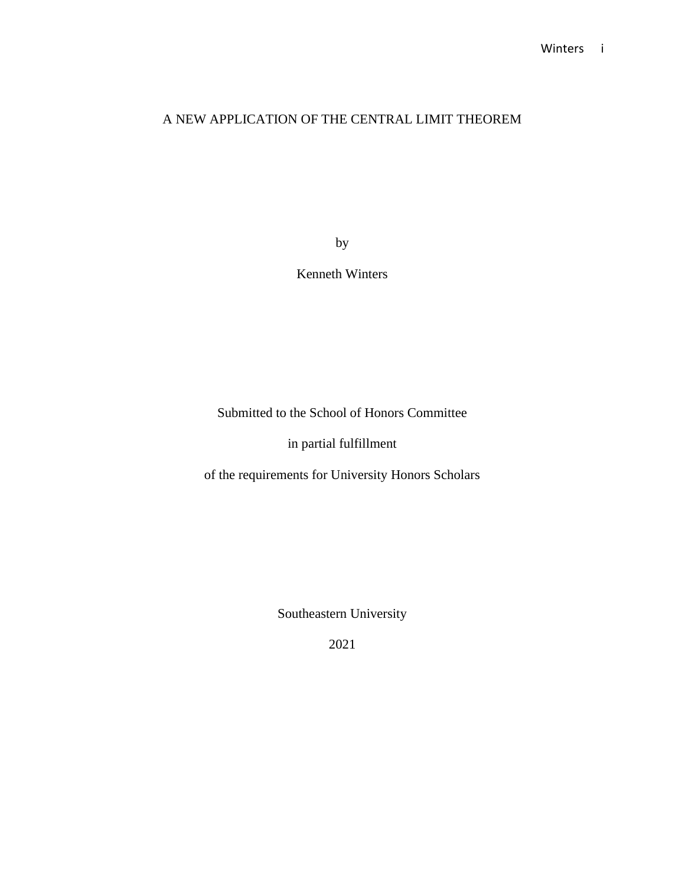# A NEW APPLICATION OF THE CENTRAL LIMIT THEOREM

by

Kenneth Winters

Submitted to the School of Honors Committee

in partial fulfillment

of the requirements for University Honors Scholars

Southeastern University

2021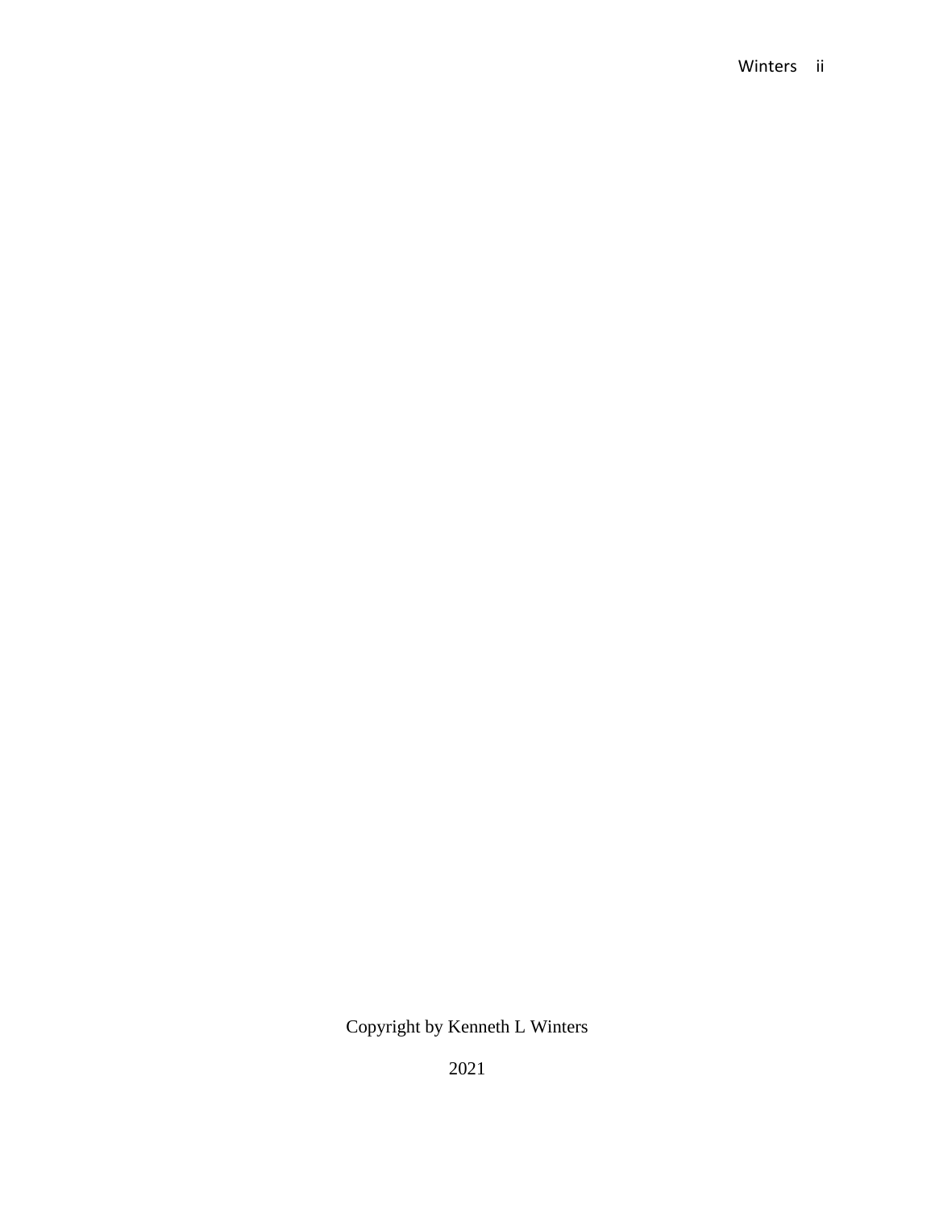Copyright by Kenneth L Winters

2021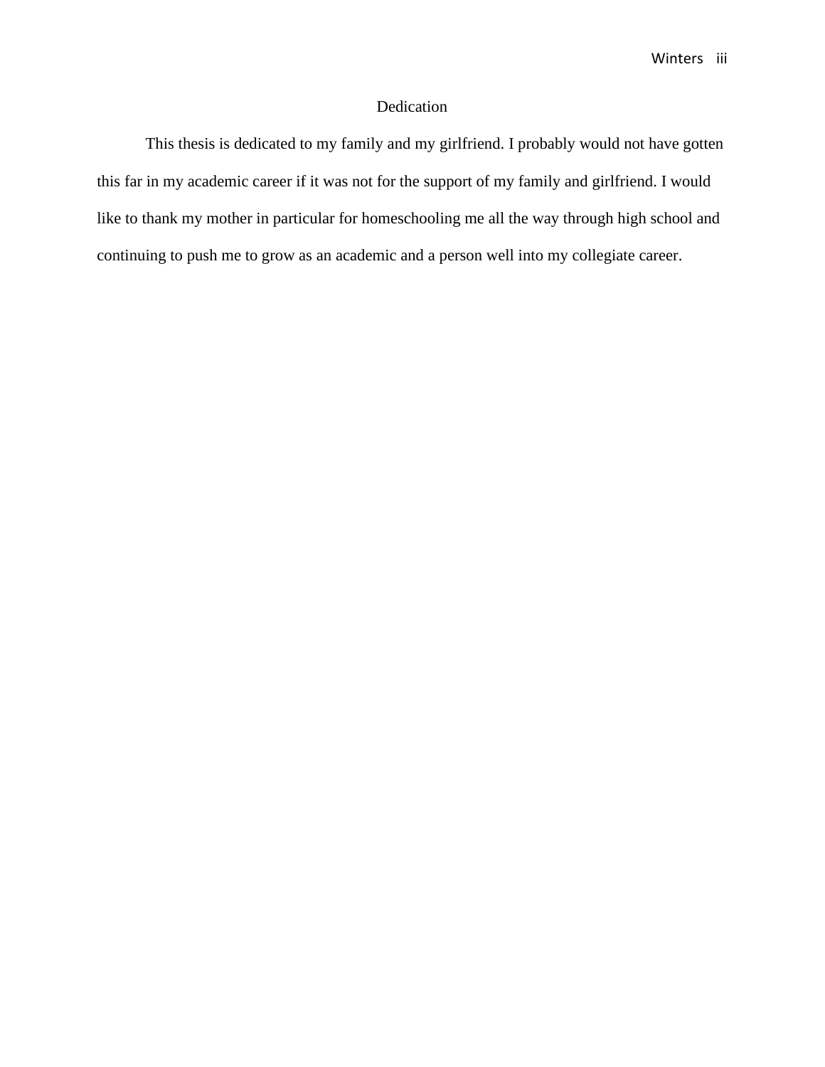# Dedication

This thesis is dedicated to my family and my girlfriend. I probably would not have gotten this far in my academic career if it was not for the support of my family and girlfriend. I would like to thank my mother in particular for homeschooling me all the way through high school and continuing to push me to grow as an academic and a person well into my collegiate career.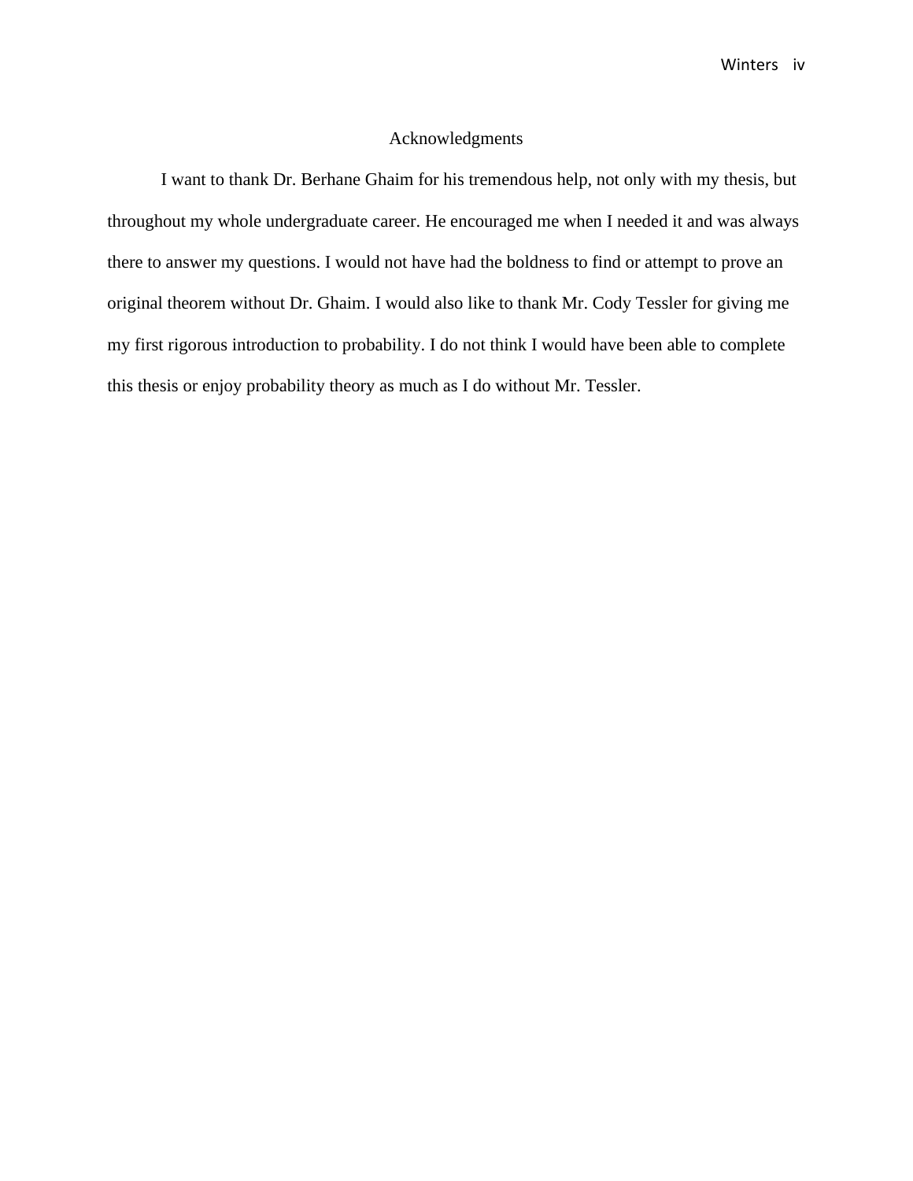# Acknowledgments

I want to thank Dr. Berhane Ghaim for his tremendous help, not only with my thesis, but throughout my whole undergraduate career. He encouraged me when I needed it and was always there to answer my questions. I would not have had the boldness to find or attempt to prove an original theorem without Dr. Ghaim. I would also like to thank Mr. Cody Tessler for giving me my first rigorous introduction to probability. I do not think I would have been able to complete this thesis or enjoy probability theory as much as I do without Mr. Tessler.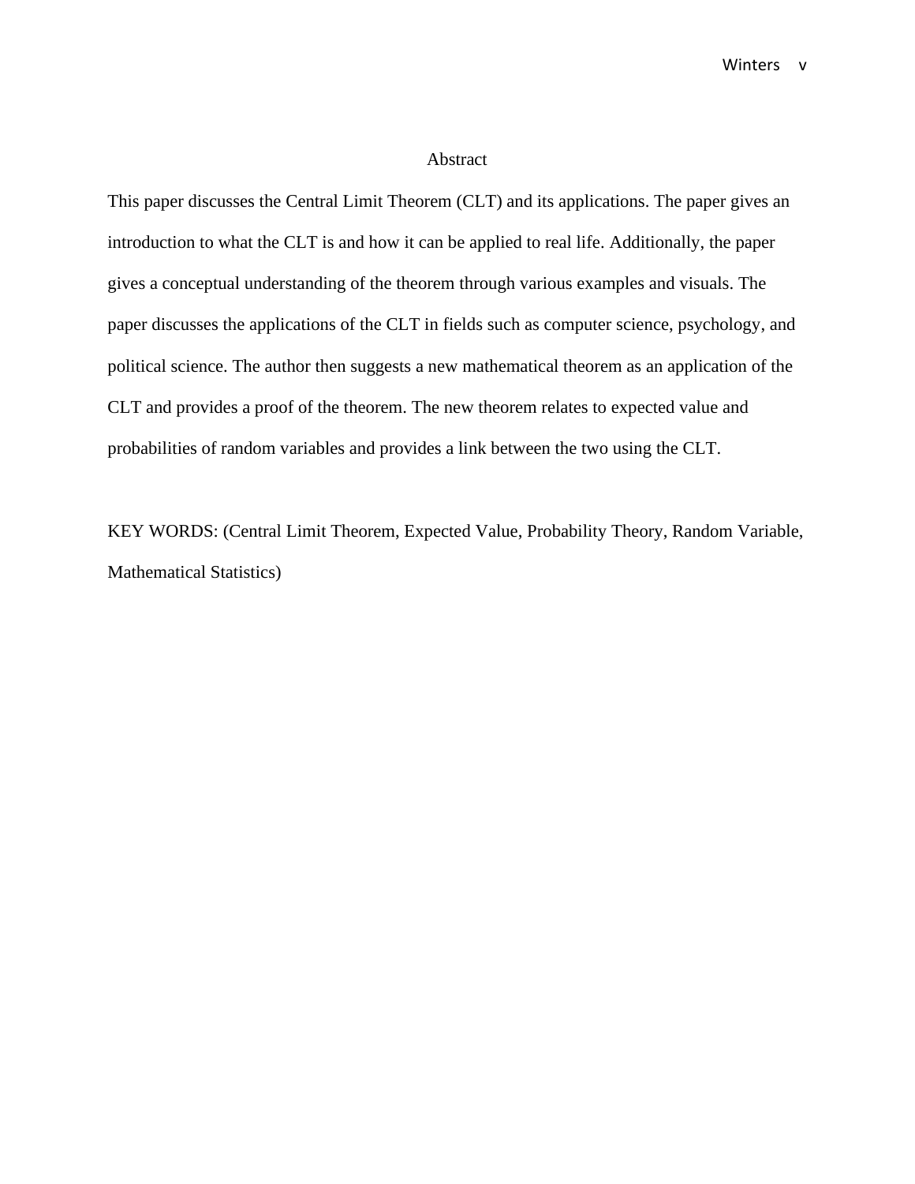# Abstract

This paper discusses the Central Limit Theorem (CLT) and its applications. The paper gives an introduction to what the CLT is and how it can be applied to real life. Additionally, the paper gives a conceptual understanding of the theorem through various examples and visuals. The paper discusses the applications of the CLT in fields such as computer science, psychology, and political science. The author then suggests a new mathematical theorem as an application of the CLT and provides a proof of the theorem. The new theorem relates to expected value and probabilities of random variables and provides a link between the two using the CLT.

KEY WORDS: (Central Limit Theorem, Expected Value, Probability Theory, Random Variable, Mathematical Statistics)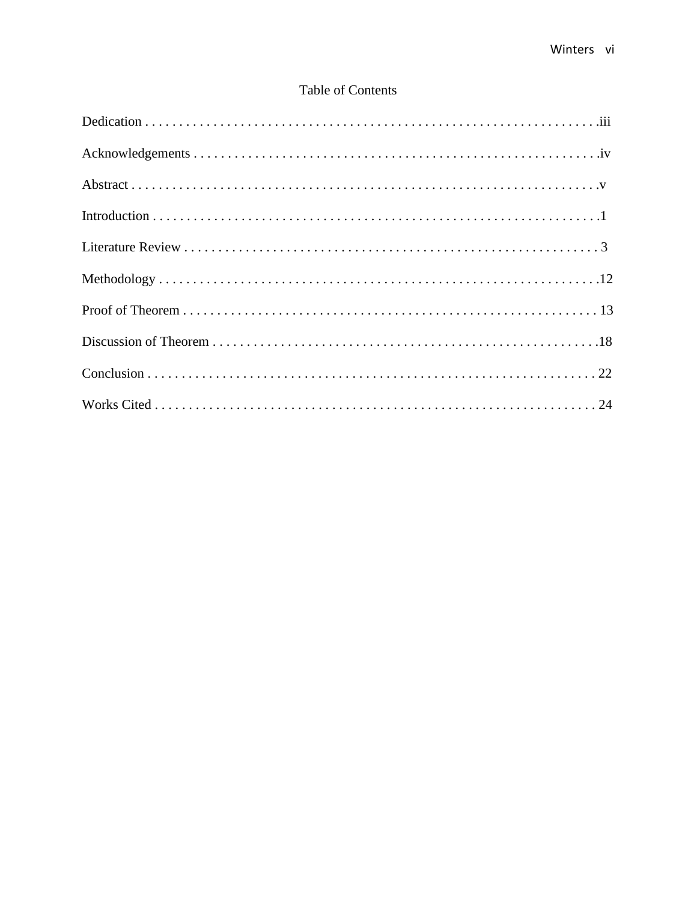# Table of Contents

Dedication . . . . . . . . . . . . . . . . . . . . . . . . . . . . . . . . . . . . . . . . . . . . . . . . . . . . . . . . . . . . . . . . .iii

Acknowledgements . . . . . . . . . . . . . . . . . . . . . . . . . . . . . . . . . . . . . . . . . . . . . . . . . . . . . . . . . . . . .iv

Abstract . . . . . . . . . . . . . . . . . . . . . . . . . . . . . . . . . . . . . . . . . . . . . . . . . . . . . . . . . . . . . . . . . . . .v

Introduction . . . . . . . . . . . . . . . . . . . . . . . . . . . . . . . . . . . . . . . . . . . . . . . . . . . . . . . . . . . . . . . . .1

Literature Review . . . . . . . . . . . . . . . . . . . . . . . . . . . . . . . . . . . . . . . . . . . . . . . . . . . . . . . . . . . . . 3

Methodology . . . . . . . . . . . . . . . . . . . . . . . . . . . . . . . . . . . . . . . . . . . . . . . . . . . . . . . . . . . . . . . . .12

Proof of Theorem . . . . . . . . . . . . . . . . . . . . . . . . . . . . . . . . . . . . . . . . . . . . . . . . . . . . . . . . . . . . . 13

Discussion of Theorem . . . . . . . . . . . . . . . . . . . . . . . . . . . . . . . . . . . . . . . . . . . . . . . . . . . . . . . . .18

Conclusion . . . . . . . . . . . . . . . . . . . . . . . . . . . . . . . . . . . . . . . . . . . . . . . . . . . . . . . . . . . . . . . . . . 22

Works Cited . . . . . . . . . . . . . . . . . . . . . . . . . . . . . . . . . . . . . . . . . . . . . . . . . . . . . . . . . . . . . . . . . 24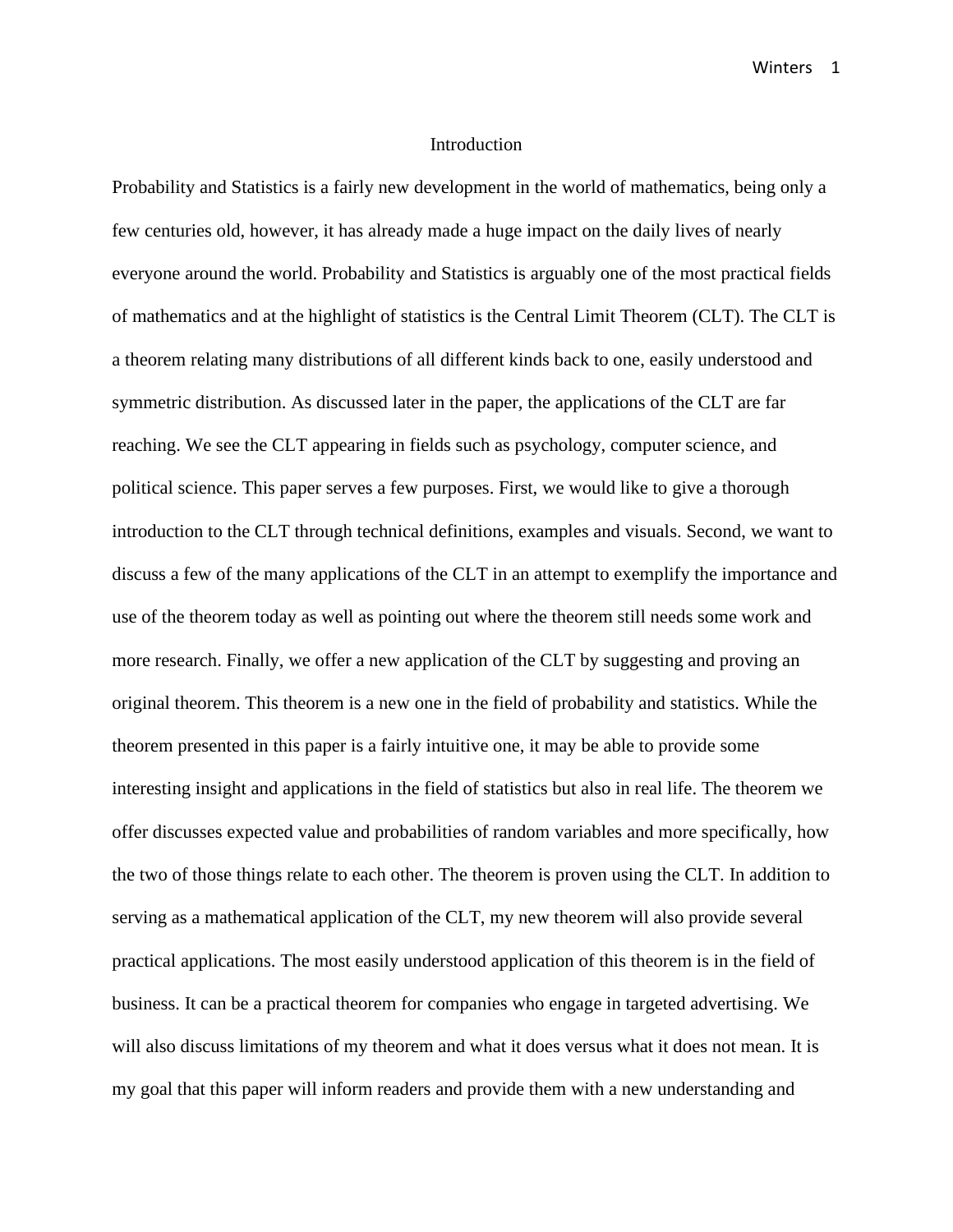# Introduction

Probability and Statistics is a fairly new development in the world of mathematics, being only a few centuries old, however, it has already made a huge impact on the daily lives of nearly everyone around the world. Probability and Statistics is arguably one of the most practical fields of mathematics and at the highlight of statistics is the Central Limit Theorem (CLT). The CLT is a theorem relating many distributions of all different kinds back to one, easily understood and symmetric distribution. As discussed later in the paper, the applications of the CLT are far reaching. We see the CLT appearing in fields such as psychology, computer science, and political science. This paper serves a few purposes. First, we would like to give a thorough introduction to the CLT through technical definitions, examples and visuals. Second, we want to discuss a few of the many applications of the CLT in an attempt to exemplify the importance and use of the theorem today as well as pointing out where the theorem still needs some work and more research. Finally, we offer a new application of the CLT by suggesting and proving an original theorem. This theorem is a new one in the field of probability and statistics. While the theorem presented in this paper is a fairly intuitive one, it may be able to provide some interesting insight and applications in the field of statistics but also in real life. The theorem we offer discusses expected value and probabilities of random variables and more specifically, how the two of those things relate to each other. The theorem is proven using the CLT. In addition to serving as a mathematical application of the CLT, my new theorem will also provide several practical applications. The most easily understood application of this theorem is in the field of business. It can be a practical theorem for companies who engage in targeted advertising. We will also discuss limitations of my theorem and what it does versus what it does not mean. It is my goal that this paper will inform readers and provide them with a new understanding and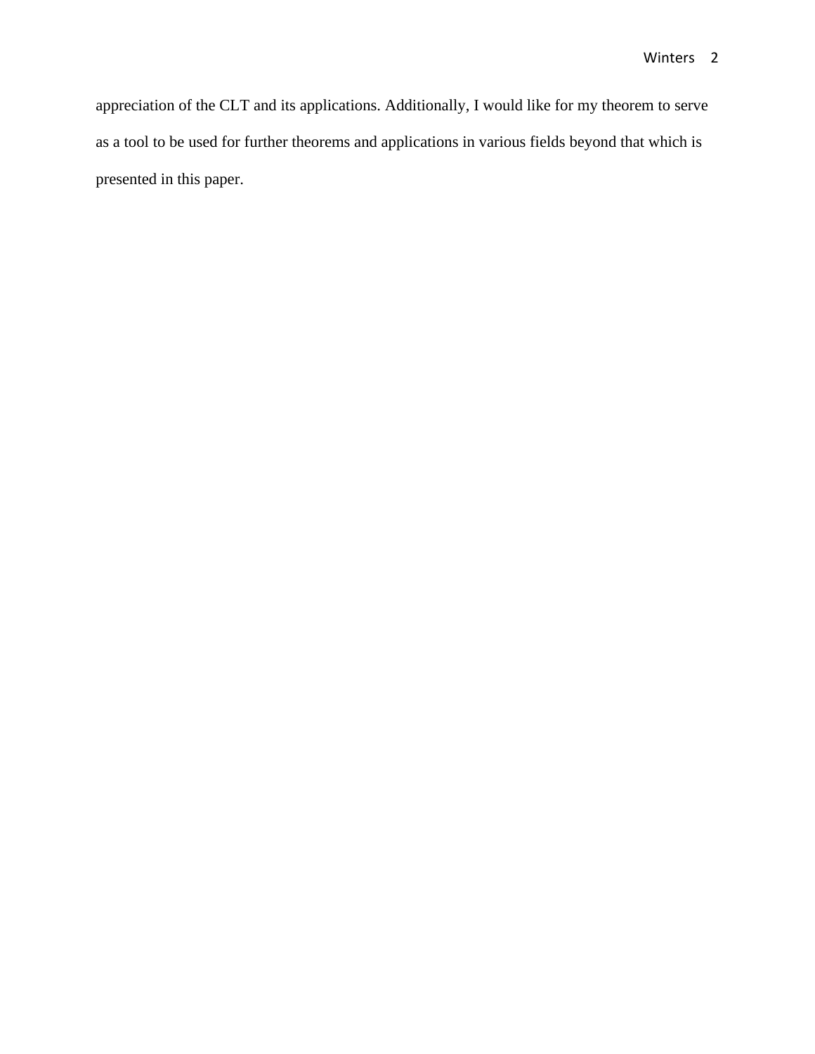appreciation of the CLT and its applications. Additionally, I would like for my theorem to serve as a tool to be used for further theorems and applications in various fields beyond that which is presented in this paper.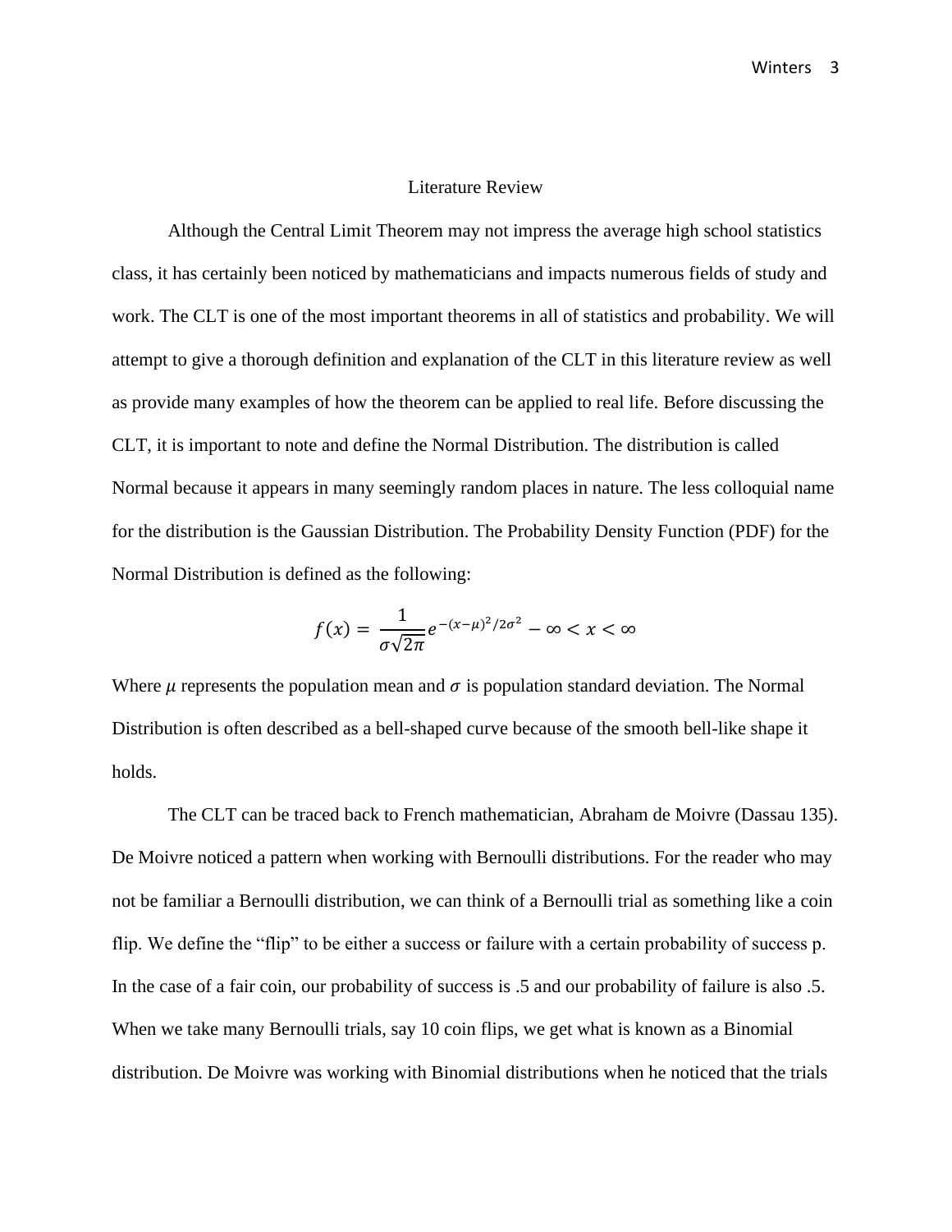## Literature Review

Although the Central Limit Theorem may not impress the average high school statistics class, it has certainly been noticed by mathematicians and impacts numerous fields of study and work. The CLT is one of the most important theorems in all of statistics and probability. We will attempt to give a thorough definition and explanation of the CLT in this literature review as well as provide many examples of how the theorem can be applied to real life. Before discussing the CLT, it is important to note and define the Normal Distribution. The distribution is called Normal because it appears in many seemingly random places in nature. The less colloquial name for the distribution is the Gaussian Distribution. The Probability Density Function (PDF) for the Normal Distribution is defined as the following:

$$f(x) = \frac{1}{\sigma\sqrt{2\pi}} e^{-(x-\mu)^2/2\sigma^2} \quad -\infty < x < \infty$$

Where $\mu$ represents the population mean and $\sigma$ is population standard deviation. The Normal Distribution is often described as a bell-shaped curve because of the smooth bell-like shape it holds.

The CLT can be traced back to French mathematician, Abraham de Moivre (Dassau 135). De Moivre noticed a pattern when working with Bernoulli distributions. For the reader who may not be familiar a Bernoulli distribution, we can think of a Bernoulli trial as something like a coin flip. We define the "flip" to be either a success or failure with a certain probability of success p. In the case of a fair coin, our probability of success is .5 and our probability of failure is also .5. When we take many Bernoulli trials, say 10 coin flips, we get what is known as a Binomial distribution. De Moivre was working with Binomial distributions when he noticed that the trials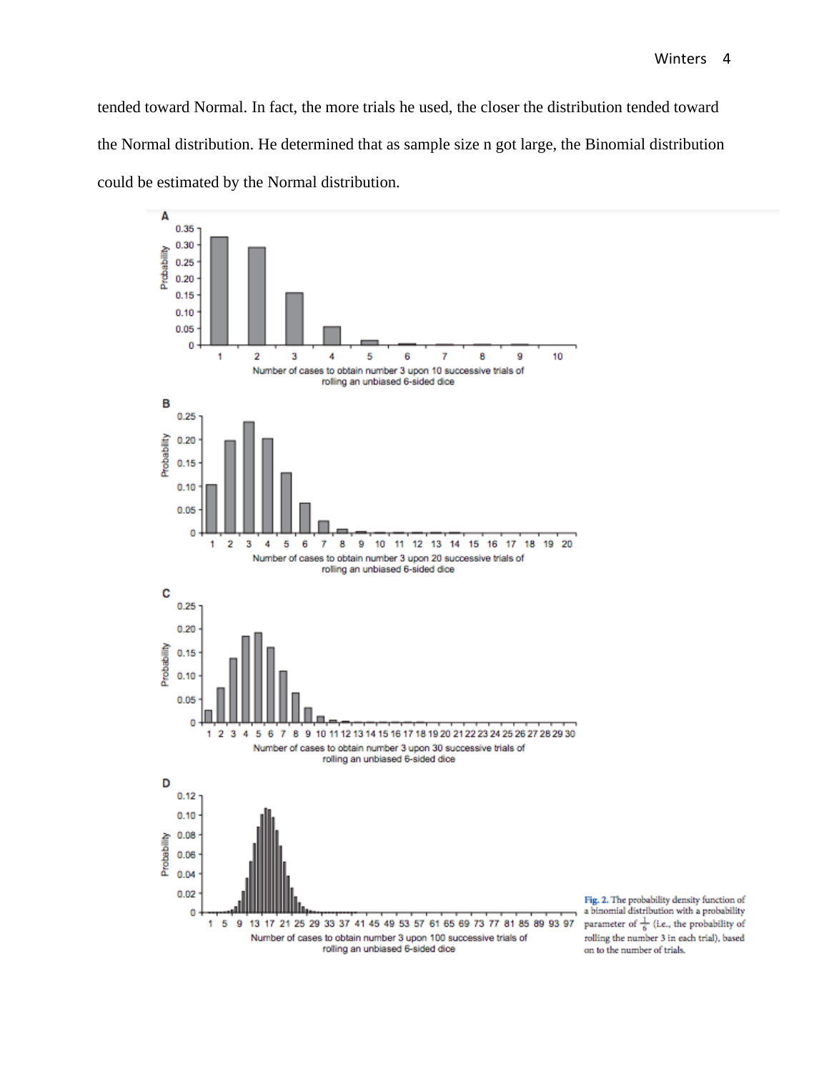tended toward Normal. In fact, the more trials he used, the closer the distribution tended toward the Normal distribution. He determined that as sample size n got large, the Binomial distribution could be estimated by the Normal distribution.

Fig. 2. The probability density function of a binomial distribution with a probability parameter of $\frac{1}{6}$ (i.e., the probability of rolling the number 3 in each trial), based on to the number of trials.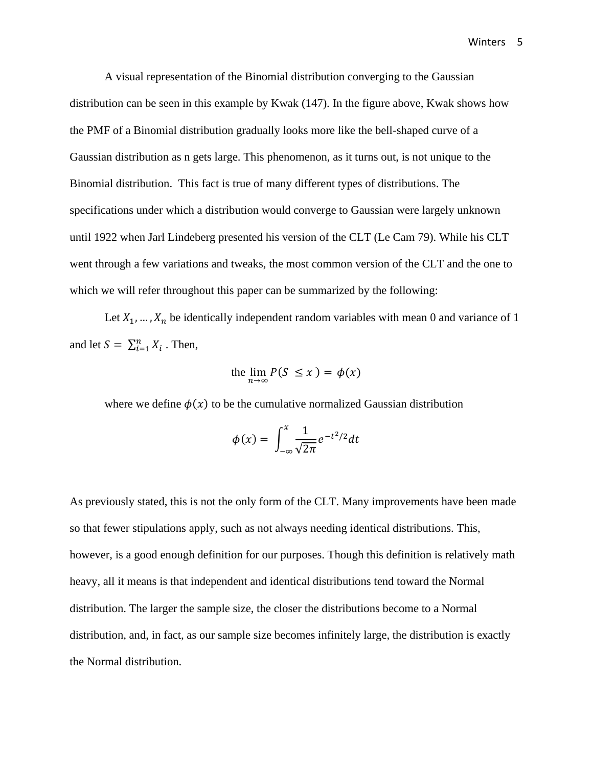A visual representation of the Binomial distribution converging to the Gaussian distribution can be seen in this example by Kwak (147). In the figure above, Kwak shows how the PMF of a Binomial distribution gradually looks more like the bell-shaped curve of a Gaussian distribution as n gets large. This phenomenon, as it turns out, is not unique to the Binomial distribution.  This fact is true of many different types of distributions. The specifications under which a distribution would converge to Gaussian were largely unknown until 1922 when Jarl Lindeberg presented his version of the CLT (Le Cam 79). While his CLT went through a few variations and tweaks, the most common version of the CLT and the one to which we will refer throughout this paper can be summarized by the following:

Let $X_1, \ldots, X_n$ be identically independent random variables with mean 0 and variance of 1 and let $S = \sum_{i=1}^{n} X_i$ . Then,

$$\text{the} \lim_{n\to\infty} P(S \leq x) = \phi(x)$$

where we define $\phi(x)$ to be the cumulative normalized Gaussian distribution

$$\phi(x) = \int_{-\infty}^{x} \frac{1}{\sqrt{2\pi}} e^{-t^2/2} dt$$

As previously stated, this is not the only form of the CLT. Many improvements have been made so that fewer stipulations apply, such as not always needing identical distributions. This, however, is a good enough definition for our purposes. Though this definition is relatively math heavy, all it means is that independent and identical distributions tend toward the Normal distribution. The larger the sample size, the closer the distributions become to a Normal distribution, and, in fact, as our sample size becomes infinitely large, the distribution is exactly the Normal distribution.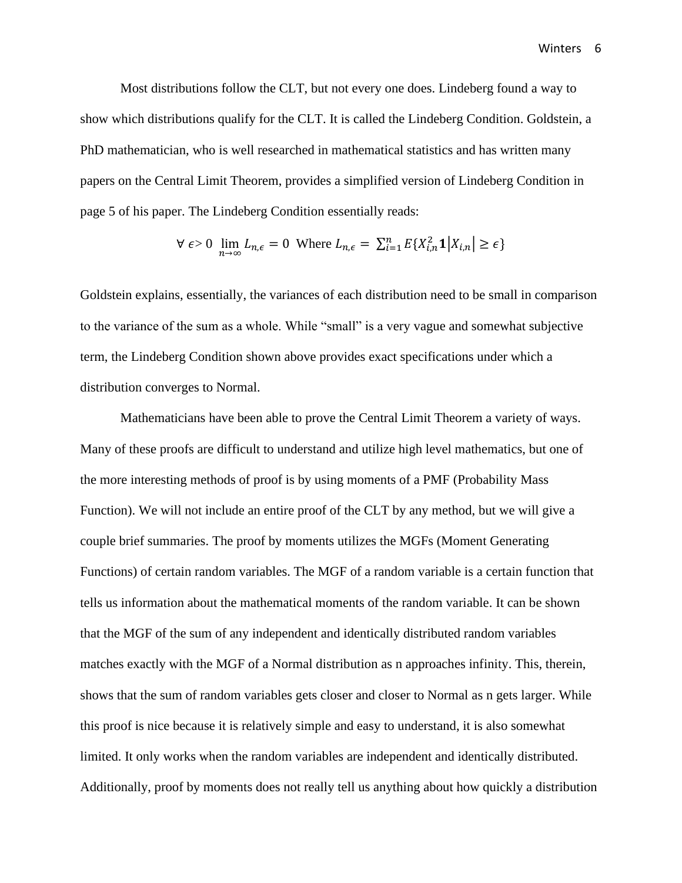Most distributions follow the CLT, but not every one does. Lindeberg found a way to show which distributions qualify for the CLT. It is called the Lindeberg Condition. Goldstein, a PhD mathematician, who is well researched in mathematical statistics and has written many papers on the Central Limit Theorem, provides a simplified version of Lindeberg Condition in page 5 of his paper. The Lindeberg Condition essentially reads:

$$\forall \ \epsilon > 0 \ \lim_{n\to\infty} L_{n,\epsilon} = 0 \ \text{ Where } L_{n,\epsilon} = \sum_{i=1}^{n} E\{X_{i,n}^2 \mathbf{1} |X_{i,n}| \geq \epsilon\}$$

Goldstein explains, essentially, the variances of each distribution need to be small in comparison to the variance of the sum as a whole. While "small" is a very vague and somewhat subjective term, the Lindeberg Condition shown above provides exact specifications under which a distribution converges to Normal.

Mathematicians have been able to prove the Central Limit Theorem a variety of ways. Many of these proofs are difficult to understand and utilize high level mathematics, but one of the more interesting methods of proof is by using moments of a PMF (Probability Mass Function). We will not include an entire proof of the CLT by any method, but we will give a couple brief summaries. The proof by moments utilizes the MGFs (Moment Generating Functions) of certain random variables. The MGF of a random variable is a certain function that tells us information about the mathematical moments of the random variable. It can be shown that the MGF of the sum of any independent and identically distributed random variables matches exactly with the MGF of a Normal distribution as n approaches infinity. This, therein, shows that the sum of random variables gets closer and closer to Normal as n gets larger. While this proof is nice because it is relatively simple and easy to understand, it is also somewhat limited. It only works when the random variables are independent and identically distributed. Additionally, proof by moments does not really tell us anything about how quickly a distribution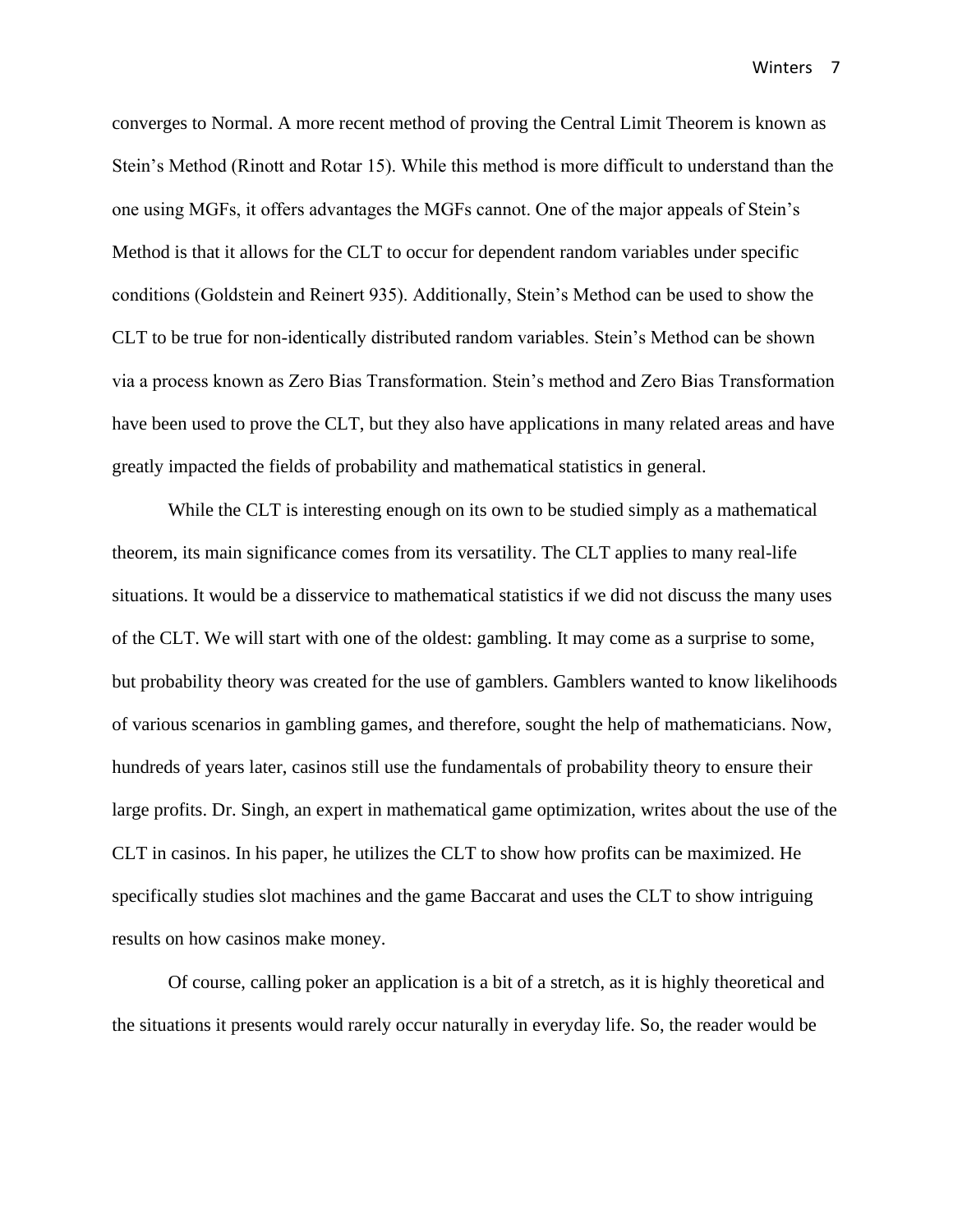converges to Normal. A more recent method of proving the Central Limit Theorem is known as Stein's Method (Rinott and Rotar 15). While this method is more difficult to understand than the one using MGFs, it offers advantages the MGFs cannot. One of the major appeals of Stein's Method is that it allows for the CLT to occur for dependent random variables under specific conditions (Goldstein and Reinert 935). Additionally, Stein's Method can be used to show the CLT to be true for non-identically distributed random variables. Stein's Method can be shown via a process known as Zero Bias Transformation. Stein's method and Zero Bias Transformation have been used to prove the CLT, but they also have applications in many related areas and have greatly impacted the fields of probability and mathematical statistics in general.

While the CLT is interesting enough on its own to be studied simply as a mathematical theorem, its main significance comes from its versatility. The CLT applies to many real-life situations. It would be a disservice to mathematical statistics if we did not discuss the many uses of the CLT. We will start with one of the oldest: gambling. It may come as a surprise to some, but probability theory was created for the use of gamblers. Gamblers wanted to know likelihoods of various scenarios in gambling games, and therefore, sought the help of mathematicians. Now, hundreds of years later, casinos still use the fundamentals of probability theory to ensure their large profits. Dr. Singh, an expert in mathematical game optimization, writes about the use of the CLT in casinos. In his paper, he utilizes the CLT to show how profits can be maximized. He specifically studies slot machines and the game Baccarat and uses the CLT to show intriguing results on how casinos make money.

Of course, calling poker an application is a bit of a stretch, as it is highly theoretical and the situations it presents would rarely occur naturally in everyday life. So, the reader would be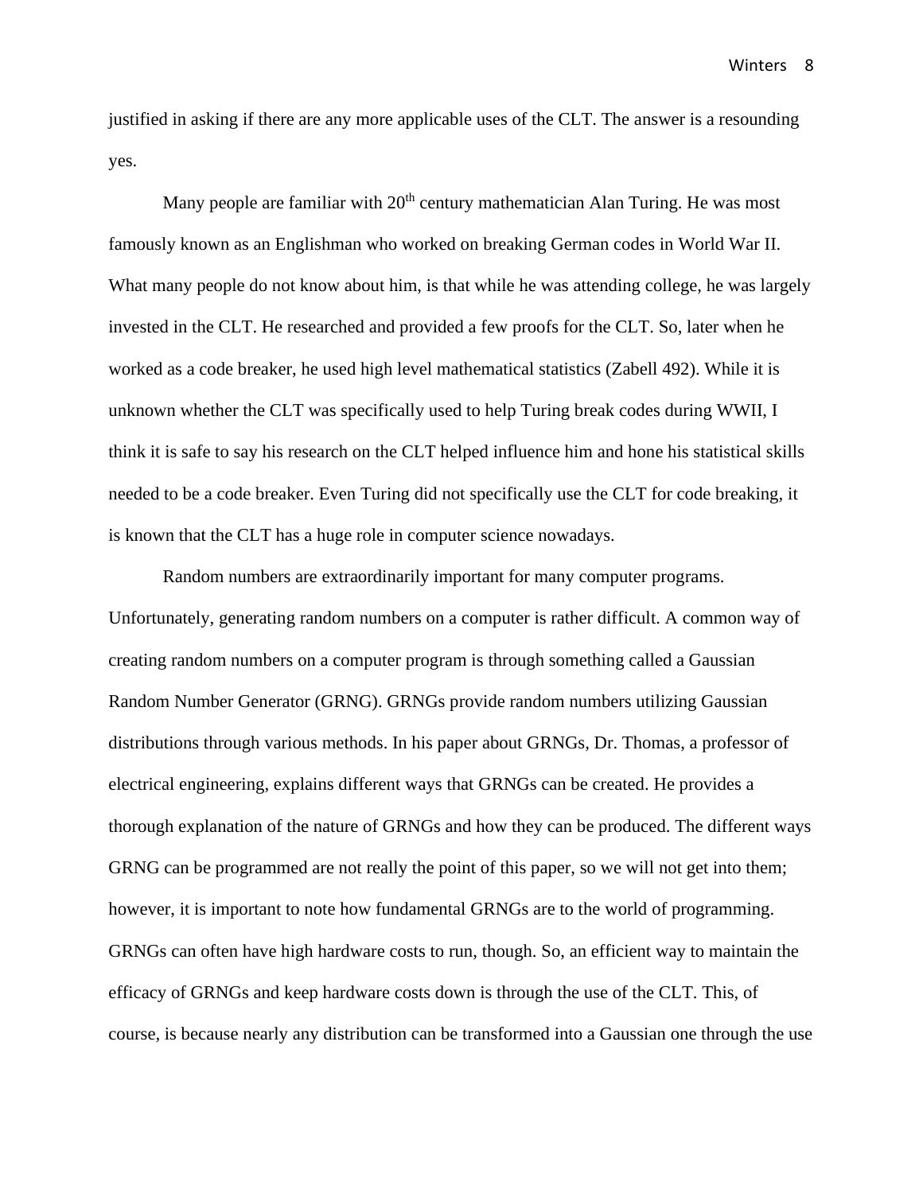justified in asking if there are any more applicable uses of the CLT. The answer is a resounding yes.

Many people are familiar with 20$^{th}$ century mathematician Alan Turing. He was most famously known as an Englishman who worked on breaking German codes in World War II. What many people do not know about him, is that while he was attending college, he was largely invested in the CLT. He researched and provided a few proofs for the CLT. So, later when he worked as a code breaker, he used high level mathematical statistics (Zabell 492). While it is unknown whether the CLT was specifically used to help Turing break codes during WWII, I think it is safe to say his research on the CLT helped influence him and hone his statistical skills needed to be a code breaker. Even Turing did not specifically use the CLT for code breaking, it is known that the CLT has a huge role in computer science nowadays.

Random numbers are extraordinarily important for many computer programs. Unfortunately, generating random numbers on a computer is rather difficult. A common way of creating random numbers on a computer program is through something called a Gaussian Random Number Generator (GRNG). GRNGs provide random numbers utilizing Gaussian distributions through various methods. In his paper about GRNGs, Dr. Thomas, a professor of electrical engineering, explains different ways that GRNGs can be created. He provides a thorough explanation of the nature of GRNGs and how they can be produced. The different ways GRNG can be programmed are not really the point of this paper, so we will not get into them; however, it is important to note how fundamental GRNGs are to the world of programming. GRNGs can often have high hardware costs to run, though. So, an efficient way to maintain the efficacy of GRNGs and keep hardware costs down is through the use of the CLT. This, of course, is because nearly any distribution can be transformed into a Gaussian one through the use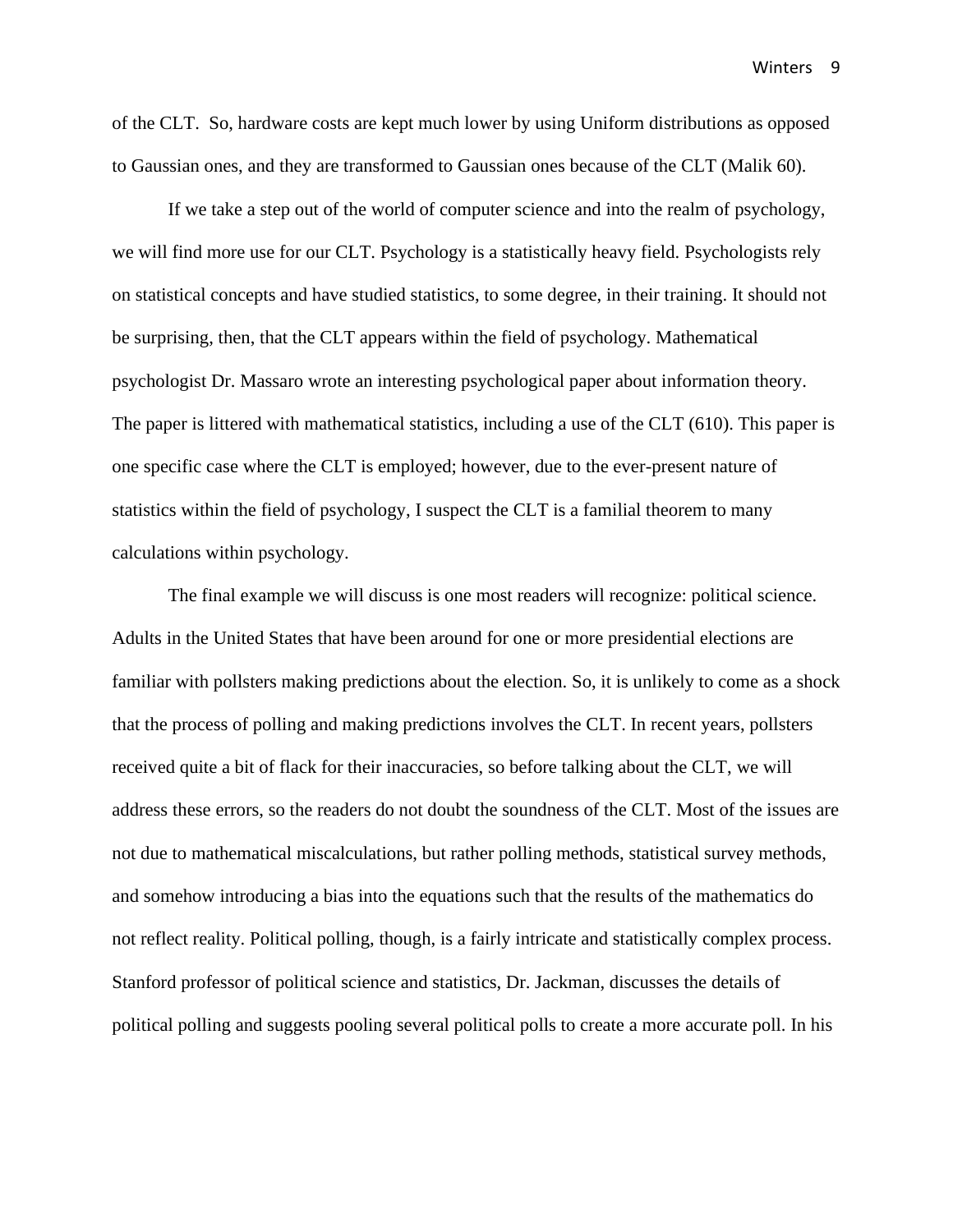of the CLT. So, hardware costs are kept much lower by using Uniform distributions as opposed to Gaussian ones, and they are transformed to Gaussian ones because of the CLT (Malik 60).

If we take a step out of the world of computer science and into the realm of psychology, we will find more use for our CLT. Psychology is a statistically heavy field. Psychologists rely on statistical concepts and have studied statistics, to some degree, in their training. It should not be surprising, then, that the CLT appears within the field of psychology. Mathematical psychologist Dr. Massaro wrote an interesting psychological paper about information theory. The paper is littered with mathematical statistics, including a use of the CLT (610). This paper is one specific case where the CLT is employed; however, due to the ever-present nature of statistics within the field of psychology, I suspect the CLT is a familial theorem to many calculations within psychology.

The final example we will discuss is one most readers will recognize: political science. Adults in the United States that have been around for one or more presidential elections are familiar with pollsters making predictions about the election. So, it is unlikely to come as a shock that the process of polling and making predictions involves the CLT. In recent years, pollsters received quite a bit of flack for their inaccuracies, so before talking about the CLT, we will address these errors, so the readers do not doubt the soundness of the CLT. Most of the issues are not due to mathematical miscalculations, but rather polling methods, statistical survey methods, and somehow introducing a bias into the equations such that the results of the mathematics do not reflect reality. Political polling, though, is a fairly intricate and statistically complex process. Stanford professor of political science and statistics, Dr. Jackman, discusses the details of political polling and suggests pooling several political polls to create a more accurate poll. In his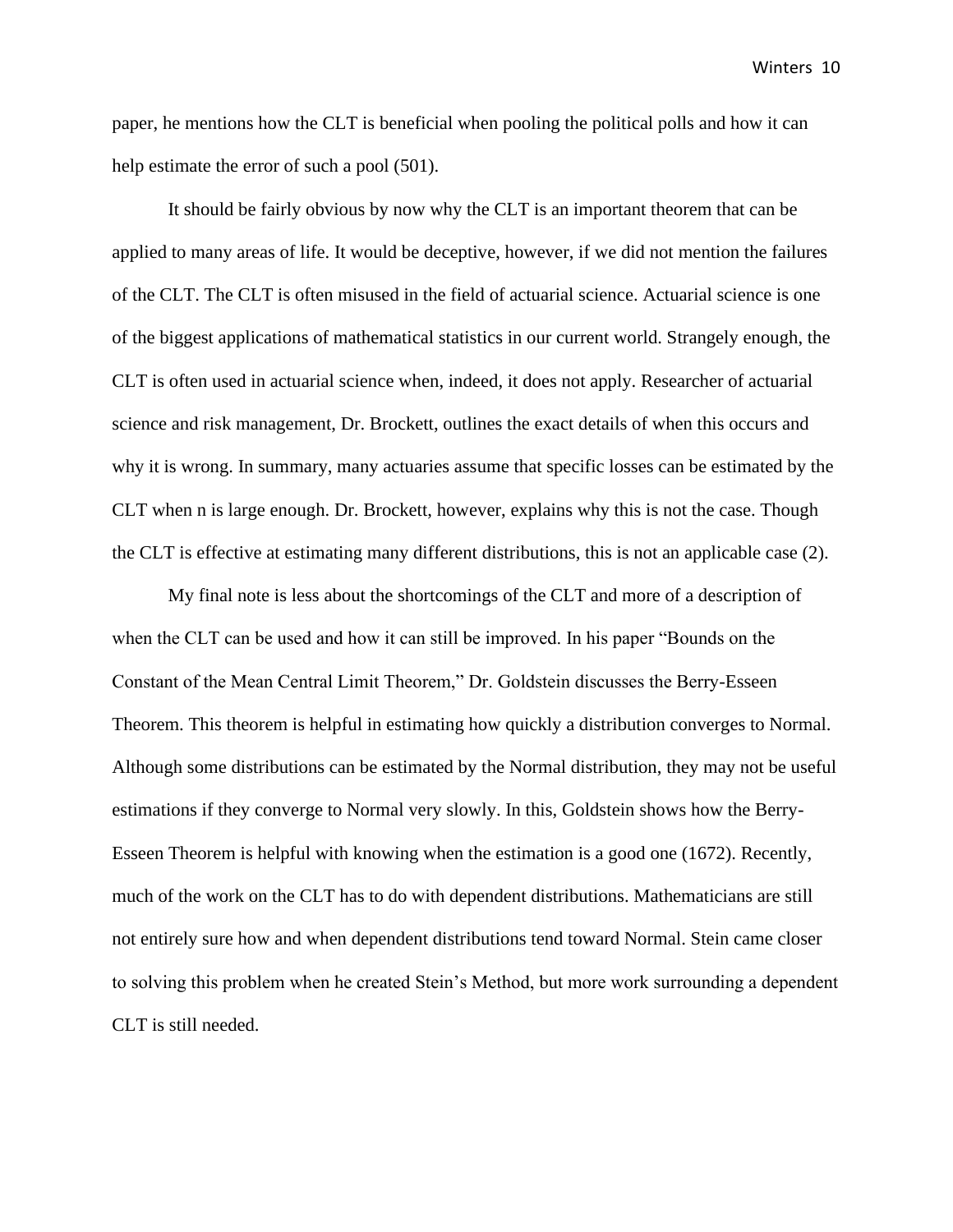paper, he mentions how the CLT is beneficial when pooling the political polls and how it can help estimate the error of such a pool (501).

It should be fairly obvious by now why the CLT is an important theorem that can be applied to many areas of life. It would be deceptive, however, if we did not mention the failures of the CLT. The CLT is often misused in the field of actuarial science. Actuarial science is one of the biggest applications of mathematical statistics in our current world. Strangely enough, the CLT is often used in actuarial science when, indeed, it does not apply. Researcher of actuarial science and risk management, Dr. Brockett, outlines the exact details of when this occurs and why it is wrong. In summary, many actuaries assume that specific losses can be estimated by the CLT when n is large enough. Dr. Brockett, however, explains why this is not the case. Though the CLT is effective at estimating many different distributions, this is not an applicable case (2).

My final note is less about the shortcomings of the CLT and more of a description of when the CLT can be used and how it can still be improved. In his paper "Bounds on the Constant of the Mean Central Limit Theorem," Dr. Goldstein discusses the Berry-Esseen Theorem. This theorem is helpful in estimating how quickly a distribution converges to Normal. Although some distributions can be estimated by the Normal distribution, they may not be useful estimations if they converge to Normal very slowly. In this, Goldstein shows how the Berry-Esseen Theorem is helpful with knowing when the estimation is a good one (1672). Recently, much of the work on the CLT has to do with dependent distributions. Mathematicians are still not entirely sure how and when dependent distributions tend toward Normal. Stein came closer to solving this problem when he created Stein's Method, but more work surrounding a dependent CLT is still needed.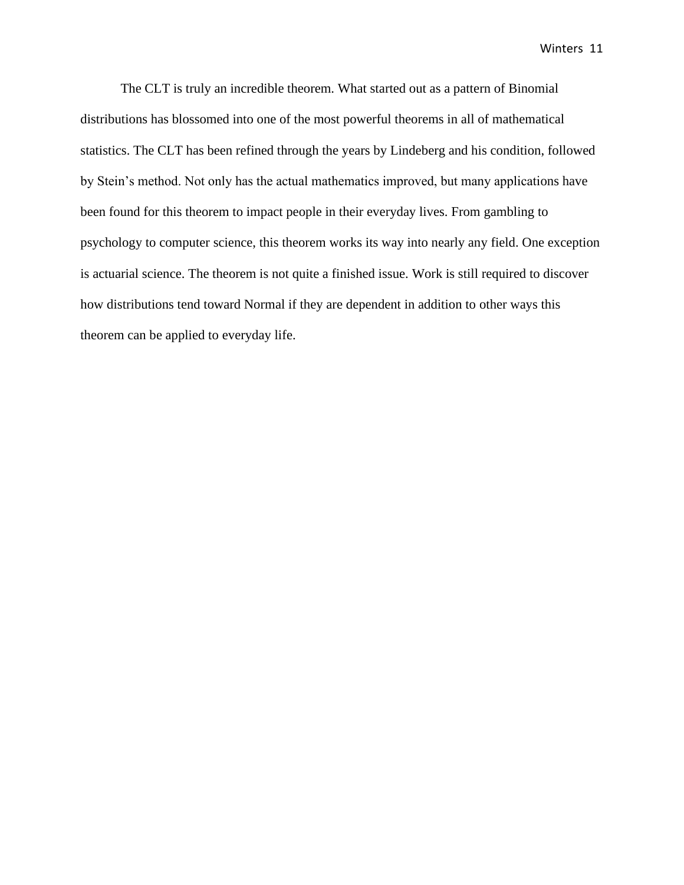The CLT is truly an incredible theorem. What started out as a pattern of Binomial distributions has blossomed into one of the most powerful theorems in all of mathematical statistics. The CLT has been refined through the years by Lindeberg and his condition, followed by Stein's method. Not only has the actual mathematics improved, but many applications have been found for this theorem to impact people in their everyday lives. From gambling to psychology to computer science, this theorem works its way into nearly any field. One exception is actuarial science. The theorem is not quite a finished issue. Work is still required to discover how distributions tend toward Normal if they are dependent in addition to other ways this theorem can be applied to everyday life.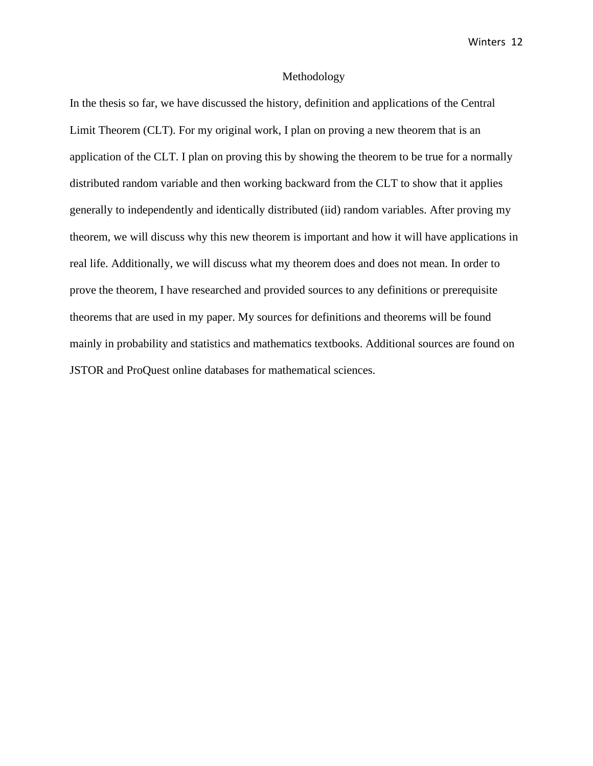# Methodology

In the thesis so far, we have discussed the history, definition and applications of the Central Limit Theorem (CLT). For my original work, I plan on proving a new theorem that is an application of the CLT. I plan on proving this by showing the theorem to be true for a normally distributed random variable and then working backward from the CLT to show that it applies generally to independently and identically distributed (iid) random variables. After proving my theorem, we will discuss why this new theorem is important and how it will have applications in real life. Additionally, we will discuss what my theorem does and does not mean. In order to prove the theorem, I have researched and provided sources to any definitions or prerequisite theorems that are used in my paper. My sources for definitions and theorems will be found mainly in probability and statistics and mathematics textbooks. Additional sources are found on JSTOR and ProQuest online databases for mathematical sciences.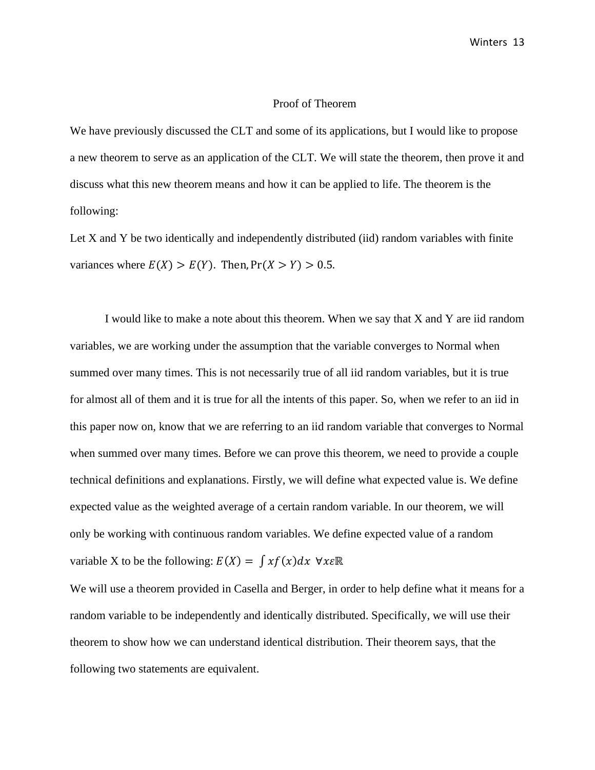## Proof of Theorem

We have previously discussed the CLT and some of its applications, but I would like to propose a new theorem to serve as an application of the CLT. We will state the theorem, then prove it and discuss what this new theorem means and how it can be applied to life. The theorem is the following:

Let X and Y be two identically and independently distributed (iid) random variables with finite variances where $E(X) > E(Y)$. Then, $\Pr(X > Y) > 0.5$.

I would like to make a note about this theorem. When we say that X and Y are iid random variables, we are working under the assumption that the variable converges to Normal when summed over many times. This is not necessarily true of all iid random variables, but it is true for almost all of them and it is true for all the intents of this paper. So, when we refer to an iid in this paper now on, know that we are referring to an iid random variable that converges to Normal when summed over many times. Before we can prove this theorem, we need to provide a couple technical definitions and explanations. Firstly, we will define what expected value is. We define expected value as the weighted average of a certain random variable. In our theorem, we will only be working with continuous random variables. We define expected value of a random variable X to be the following: $E(X) = \int xf(x)dx \;\; \forall x \varepsilon \mathbb{R}$

We will use a theorem provided in Casella and Berger, in order to help define what it means for a random variable to be independently and identically distributed. Specifically, we will use their theorem to show how we can understand identical distribution. Their theorem says, that the following two statements are equivalent.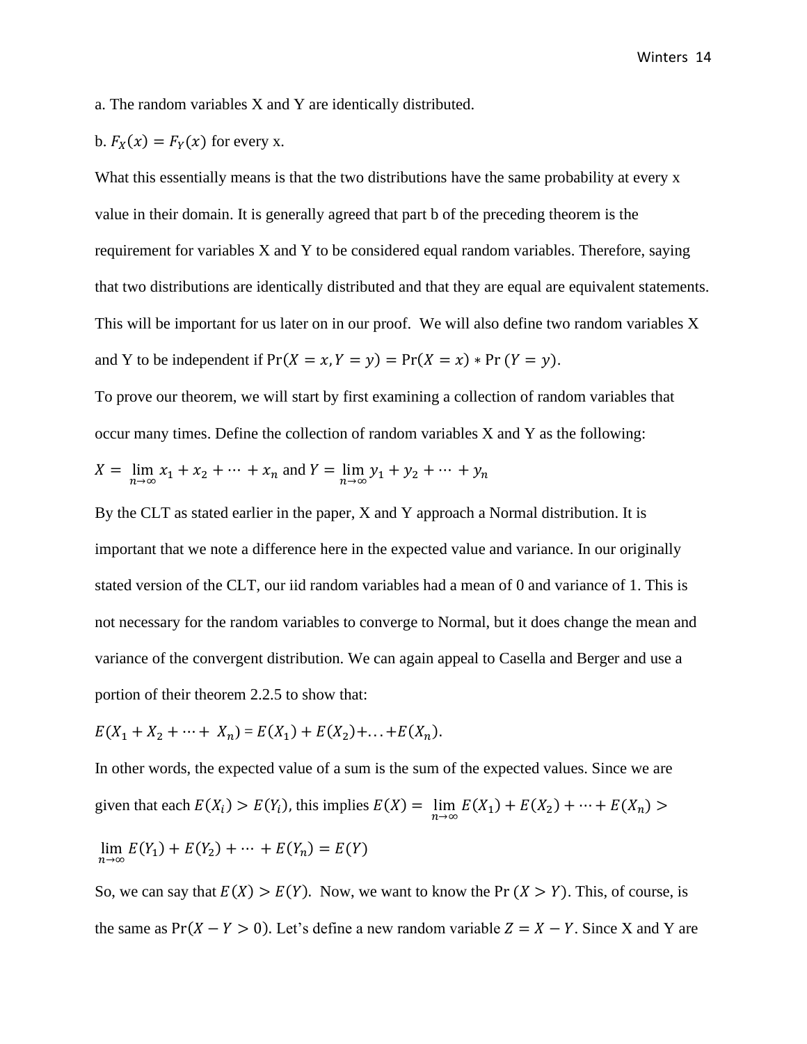a. The random variables X and Y are identically distributed.

b. $F_X(x) = F_Y(x)$ for every x.

What this essentially means is that the two distributions have the same probability at every x value in their domain. It is generally agreed that part b of the preceding theorem is the requirement for variables X and Y to be considered equal random variables. Therefore, saying that two distributions are identically distributed and that they are equal are equivalent statements. This will be important for us later on in our proof. We will also define two random variables X and Y to be independent if $\Pr(X = x, Y = y) = \Pr(X = x) * \Pr(Y = y)$.

To prove our theorem, we will start by first examining a collection of random variables that occur many times. Define the collection of random variables X and Y as the following:

$X = \lim_{n\to\infty} x_1 + x_2 + \cdots + x_n$ and $Y = \lim_{n\to\infty} y_1 + y_2 + \cdots + y_n$

By the CLT as stated earlier in the paper, X and Y approach a Normal distribution. It is important that we note a difference here in the expected value and variance. In our originally stated version of the CLT, our iid random variables had a mean of 0 and variance of 1. This is not necessary for the random variables to converge to Normal, but it does change the mean and variance of the convergent distribution. We can again appeal to Casella and Berger and use a portion of their theorem 2.2.5 to show that:

$E(X_1 + X_2 + \cdots + X_n) = E(X_1) + E(X_2) + \ldots + E(X_n)$.

In other words, the expected value of a sum is the sum of the expected values. Since we are given that each $E(X_i) > E(Y_i)$, this implies $E(X) = \lim_{n\to\infty} E(X_1) + E(X_2) + \cdots + E(X_n) >$

$\lim_{n\to\infty} E(Y_1) + E(Y_2) + \cdots + E(Y_n) = E(Y)$

So, we can say that $E(X) > E(Y)$. Now, we want to know the $\Pr(X > Y)$. This, of course, is the same as $\Pr(X - Y > 0)$. Let's define a new random variable $Z = X - Y$. Since X and Y are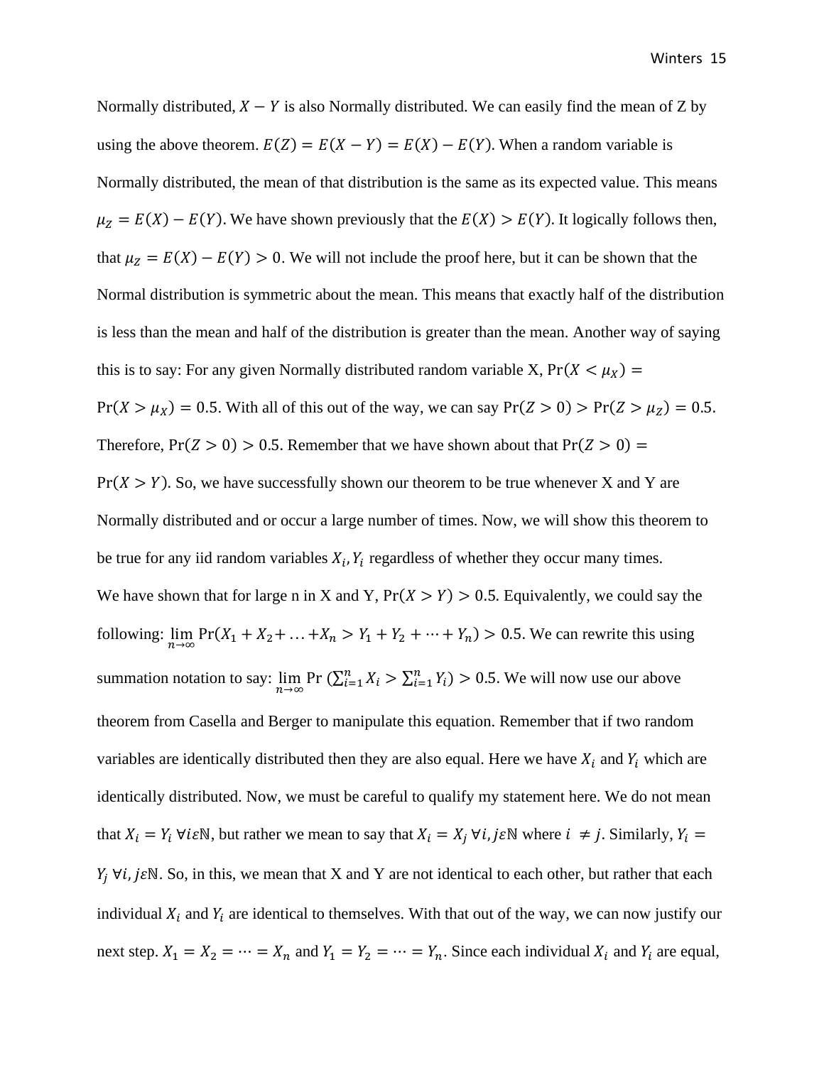Normally distributed, $X - Y$ is also Normally distributed. We can easily find the mean of Z by using the above theorem. $E(Z) = E(X - Y) = E(X) - E(Y)$. When a random variable is Normally distributed, the mean of that distribution is the same as its expected value. This means $\mu_Z = E(X) - E(Y)$. We have shown previously that the $E(X) > E(Y)$. It logically follows then, that $\mu_Z = E(X) - E(Y) > 0$. We will not include the proof here, but it can be shown that the Normal distribution is symmetric about the mean. This means that exactly half of the distribution is less than the mean and half of the distribution is greater than the mean. Another way of saying this is to say: For any given Normally distributed random variable X, $\Pr(X < \mu_X) = \Pr(X > \mu_X) = 0.5$. With all of this out of the way, we can say $\Pr(Z > 0) > \Pr(Z > \mu_Z) = 0.5$. Therefore, $\Pr(Z > 0) > 0.5$. Remember that we have shown about that $\Pr(Z > 0) = \Pr(X > Y)$. So, we have successfully shown our theorem to be true whenever X and Y are Normally distributed and or occur a large number of times. Now, we will show this theorem to be true for any iid random variables $X_i, Y_i$ regardless of whether they occur many times.

We have shown that for large n in X and Y, $\Pr(X > Y) > 0.5$. Equivalently, we could say the following: $\lim_{n\to\infty} \Pr(X_1 + X_2 + \ldots + X_n > Y_1 + Y_2 + \cdots + Y_n) > 0.5$. We can rewrite this using summation notation to say: $\lim_{n\to\infty} \Pr\left(\sum_{i=1}^{n} X_i > \sum_{i=1}^{n} Y_i\right) > 0.5$. We will now use our above theorem from Casella and Berger to manipulate this equation. Remember that if two random variables are identically distributed then they are also equal. Here we have $X_i$ and $Y_i$ which are identically distributed. Now, we must be careful to qualify my statement here. We do not mean that $X_i = Y_i \ \forall i \varepsilon \mathbb{N}$, but rather we mean to say that $X_i = X_j \ \forall i, j \varepsilon \mathbb{N}$ where $i \neq j$. Similarly, $Y_i = Y_j \ \forall i, j \varepsilon \mathbb{N}$. So, in this, we mean that X and Y are not identical to each other, but rather that each individual $X_i$ and $Y_i$ are identical to themselves. With that out of the way, we can now justify our next step. $X_1 = X_2 = \cdots = X_n$ and $Y_1 = Y_2 = \cdots = Y_n$. Since each individual $X_i$ and $Y_i$ are equal,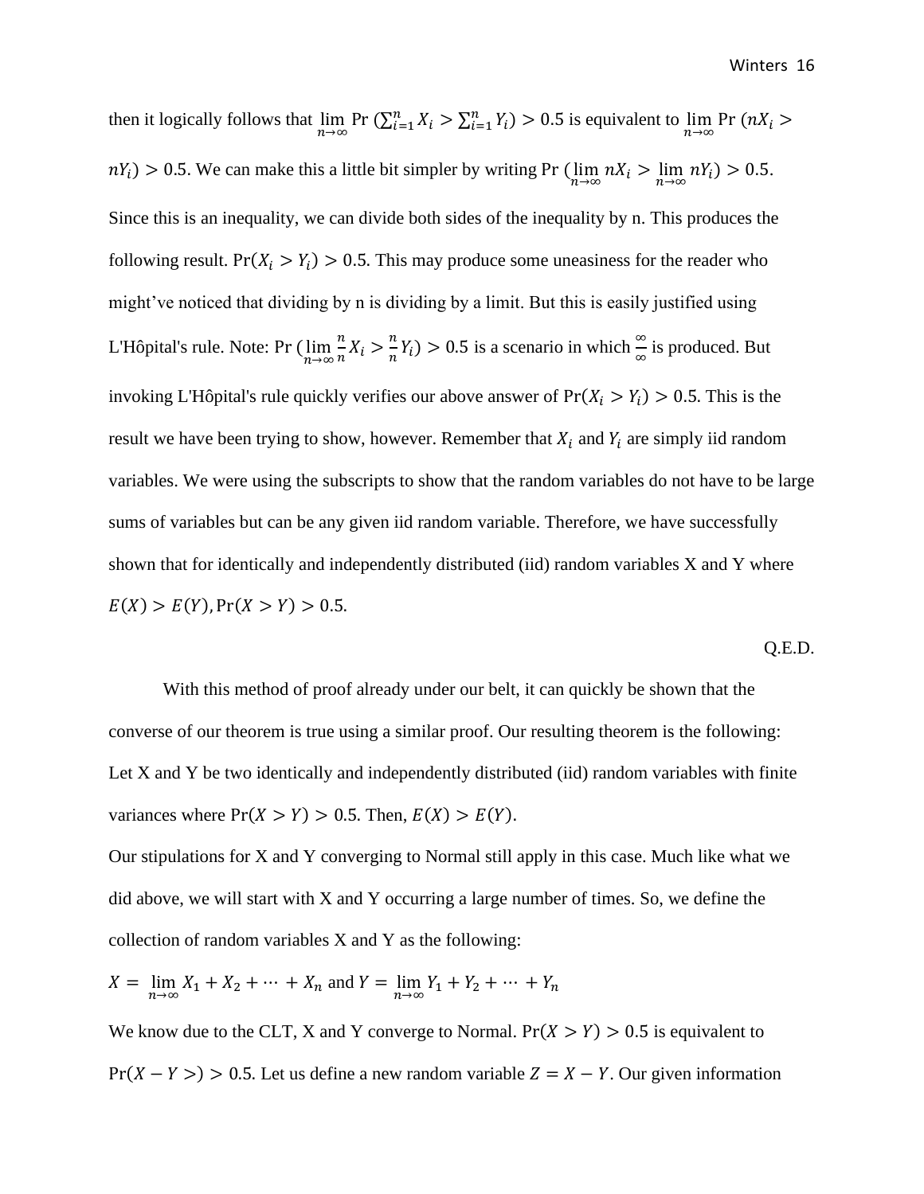then it logically follows that $\lim_{n\to\infty} \Pr\left(\sum_{i=1}^{n} X_i > \sum_{i=1}^{n} Y_i\right) > 0.5$ is equivalent to $\lim_{n\to\infty} \Pr\left(nX_i > nY_i\right) > 0.5$. We can make this a little bit simpler by writing $\Pr\left(\lim_{n\to\infty} nX_i > \lim_{n\to\infty} nY_i\right) > 0.5$. Since this is an inequality, we can divide both sides of the inequality by n. This produces the following result. $\Pr(X_i > Y_i) > 0.5$. This may produce some uneasiness for the reader who might've noticed that dividing by n is dividing by a limit. But this is easily justified using L'Hôpital's rule. Note: $\Pr\left(\lim_{n\to\infty} \frac{n}{n} X_i > \frac{n}{n} Y_i\right) > 0.5$ is a scenario in which $\frac{\infty}{\infty}$ is produced. But invoking L'Hôpital's rule quickly verifies our above answer of $\Pr(X_i > Y_i) > 0.5$. This is the result we have been trying to show, however. Remember that $X_i$ and $Y_i$ are simply iid random variables. We were using the subscripts to show that the random variables do not have to be large sums of variables but can be any given iid random variable. Therefore, we have successfully shown that for identically and independently distributed (iid) random variables X and Y where $E(X) > E(Y), \Pr(X > Y) > 0.5$.

Q.E.D.

With this method of proof already under our belt, it can quickly be shown that the converse of our theorem is true using a similar proof. Our resulting theorem is the following: Let X and Y be two identically and independently distributed (iid) random variables with finite variances where $\Pr(X > Y) > 0.5$. Then, $E(X) > E(Y)$.

Our stipulations for X and Y converging to Normal still apply in this case. Much like what we did above, we will start with X and Y occurring a large number of times. So, we define the collection of random variables X and Y as the following:

$X = \lim_{n\to\infty} X_1 + X_2 + \cdots + X_n$ and $Y = \lim_{n\to\infty} Y_1 + Y_2 + \cdots + Y_n$

We know due to the CLT, X and Y converge to Normal. $\Pr(X > Y) > 0.5$ is equivalent to $\Pr(X - Y >) > 0.5$. Let us define a new random variable $Z = X - Y$. Our given information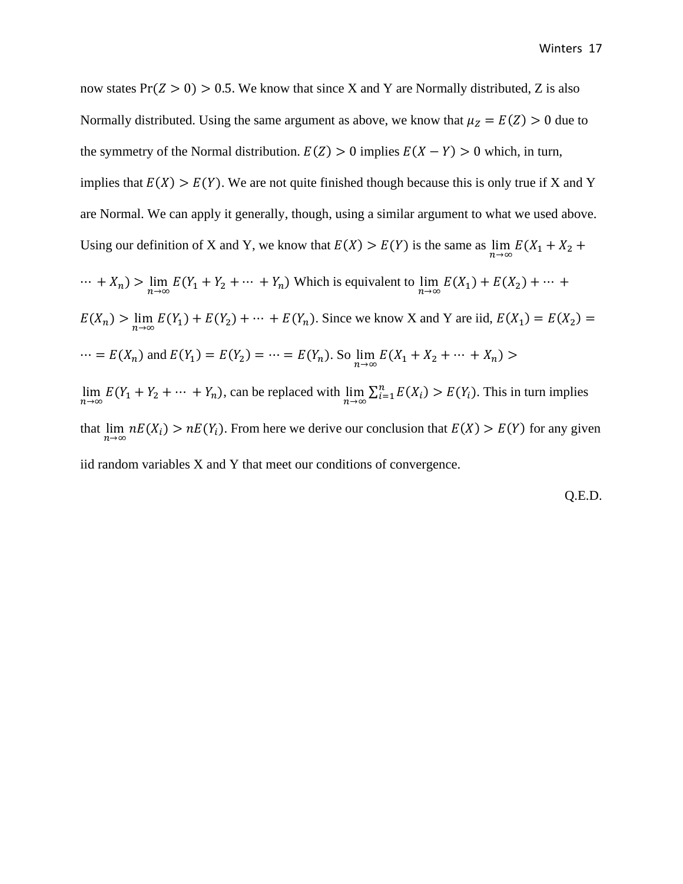now states $\Pr(Z > 0) > 0.5$. We know that since X and Y are Normally distributed, Z is also Normally distributed. Using the same argument as above, we know that $\mu_Z = E(Z) > 0$ due to the symmetry of the Normal distribution. $E(Z) > 0$ implies $E(X - Y) > 0$ which, in turn, implies that $E(X) > E(Y)$. We are not quite finished though because this is only true if X and Y are Normal. We can apply it generally, though, using a similar argument to what we used above. Using our definition of X and Y, we know that $E(X) > E(Y)$ is the same as $\lim_{n\to\infty} E(X_1 + X_2 + \cdots + X_n) > \lim_{n\to\infty} E(Y_1 + Y_2 + \cdots + Y_n)$ Which is equivalent to $\lim_{n\to\infty} E(X_1) + E(X_2) + \cdots + E(X_n) > \lim_{n\to\infty} E(Y_1) + E(Y_2) + \cdots + E(Y_n)$. Since we know X and Y are iid, $E(X_1) = E(X_2) = \cdots = E(X_n)$ and $E(Y_1) = E(Y_2) = \cdots = E(Y_n)$. So $\lim_{n\to\infty} E(X_1 + X_2 + \cdots + X_n) > \lim_{n\to\infty} E(Y_1 + Y_2 + \cdots + Y_n)$, can be replaced with $\lim_{n\to\infty} \sum_{i=1}^{n} E(X_i) > E(Y_i)$. This in turn implies that $\lim_{n\to\infty} nE(X_i) > nE(Y_i)$. From here we derive our conclusion that $E(X) > E(Y)$ for any given iid random variables X and Y that meet our conditions of convergence.

Q.E.D.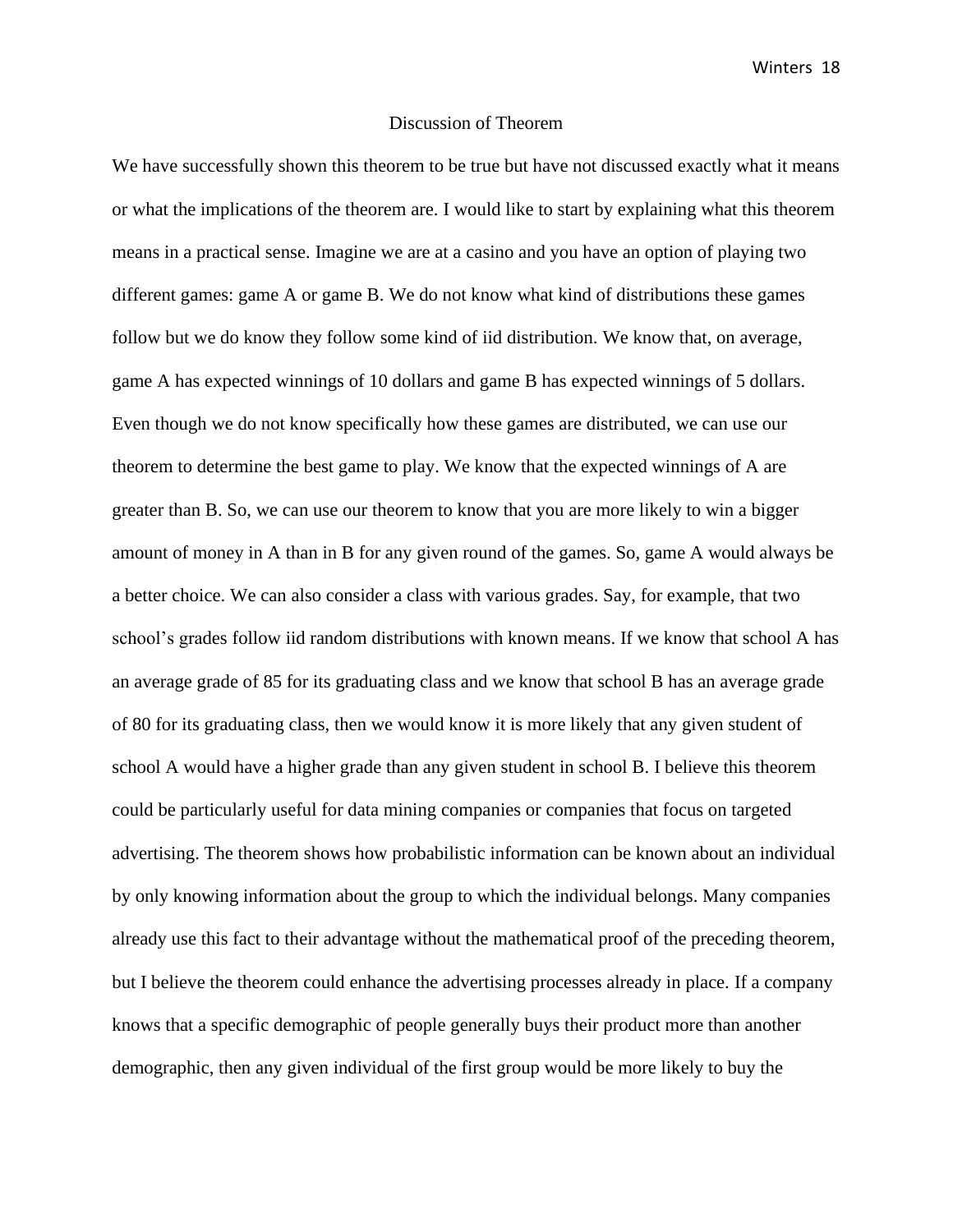## Discussion of Theorem

We have successfully shown this theorem to be true but have not discussed exactly what it means or what the implications of the theorem are. I would like to start by explaining what this theorem means in a practical sense. Imagine we are at a casino and you have an option of playing two different games: game A or game B. We do not know what kind of distributions these games follow but we do know they follow some kind of iid distribution. We know that, on average, game A has expected winnings of 10 dollars and game B has expected winnings of 5 dollars. Even though we do not know specifically how these games are distributed, we can use our theorem to determine the best game to play. We know that the expected winnings of A are greater than B. So, we can use our theorem to know that you are more likely to win a bigger amount of money in A than in B for any given round of the games. So, game A would always be a better choice. We can also consider a class with various grades. Say, for example, that two school's grades follow iid random distributions with known means. If we know that school A has an average grade of 85 for its graduating class and we know that school B has an average grade of 80 for its graduating class, then we would know it is more likely that any given student of school A would have a higher grade than any given student in school B. I believe this theorem could be particularly useful for data mining companies or companies that focus on targeted advertising. The theorem shows how probabilistic information can be known about an individual by only knowing information about the group to which the individual belongs. Many companies already use this fact to their advantage without the mathematical proof of the preceding theorem, but I believe the theorem could enhance the advertising processes already in place. If a company knows that a specific demographic of people generally buys their product more than another demographic, then any given individual of the first group would be more likely to buy the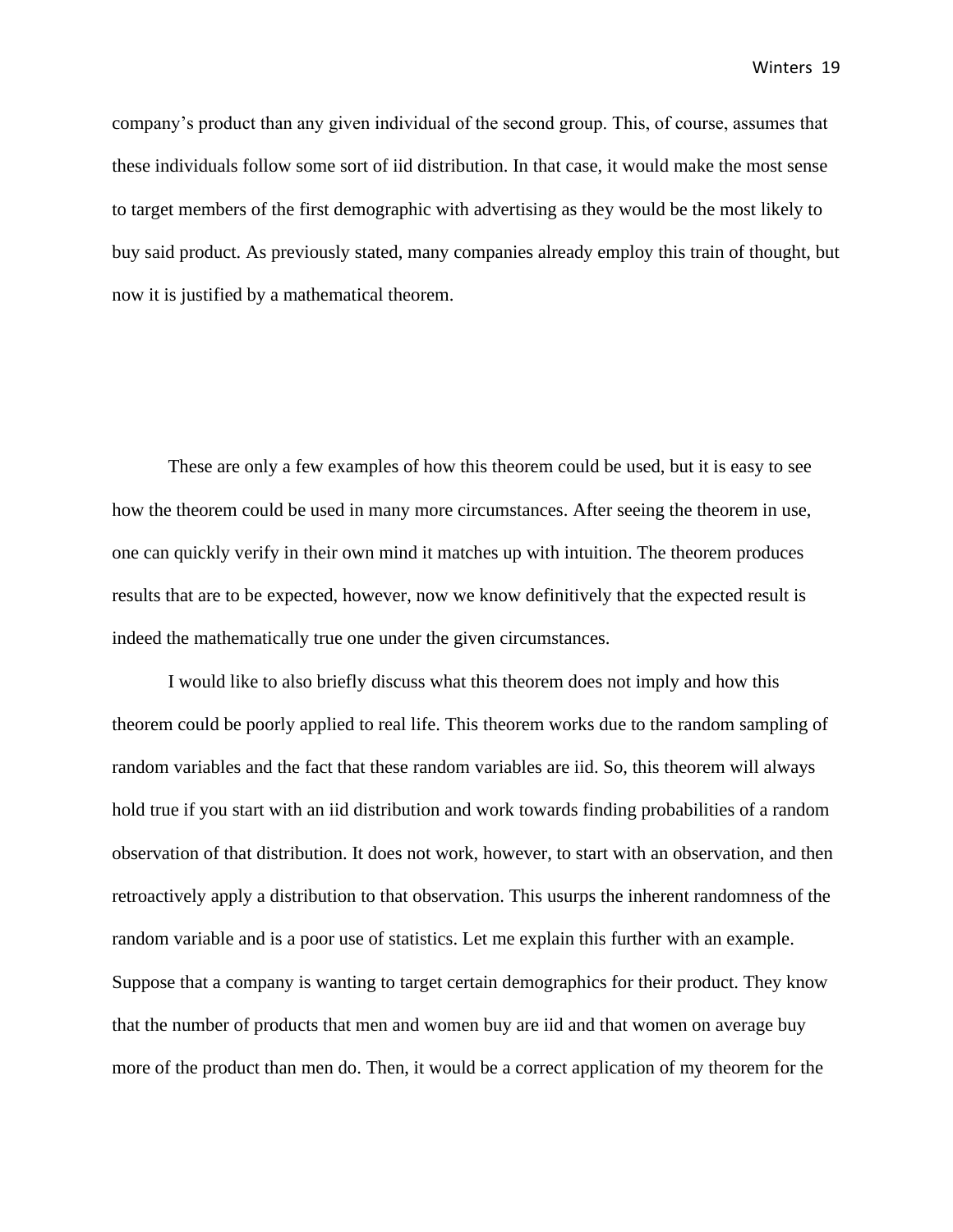company's product than any given individual of the second group. This, of course, assumes that these individuals follow some sort of iid distribution. In that case, it would make the most sense to target members of the first demographic with advertising as they would be the most likely to buy said product. As previously stated, many companies already employ this train of thought, but now it is justified by a mathematical theorem.

These are only a few examples of how this theorem could be used, but it is easy to see how the theorem could be used in many more circumstances. After seeing the theorem in use, one can quickly verify in their own mind it matches up with intuition. The theorem produces results that are to be expected, however, now we know definitively that the expected result is indeed the mathematically true one under the given circumstances.

I would like to also briefly discuss what this theorem does not imply and how this theorem could be poorly applied to real life. This theorem works due to the random sampling of random variables and the fact that these random variables are iid. So, this theorem will always hold true if you start with an iid distribution and work towards finding probabilities of a random observation of that distribution. It does not work, however, to start with an observation, and then retroactively apply a distribution to that observation. This usurps the inherent randomness of the random variable and is a poor use of statistics. Let me explain this further with an example. Suppose that a company is wanting to target certain demographics for their product. They know that the number of products that men and women buy are iid and that women on average buy more of the product than men do. Then, it would be a correct application of my theorem for the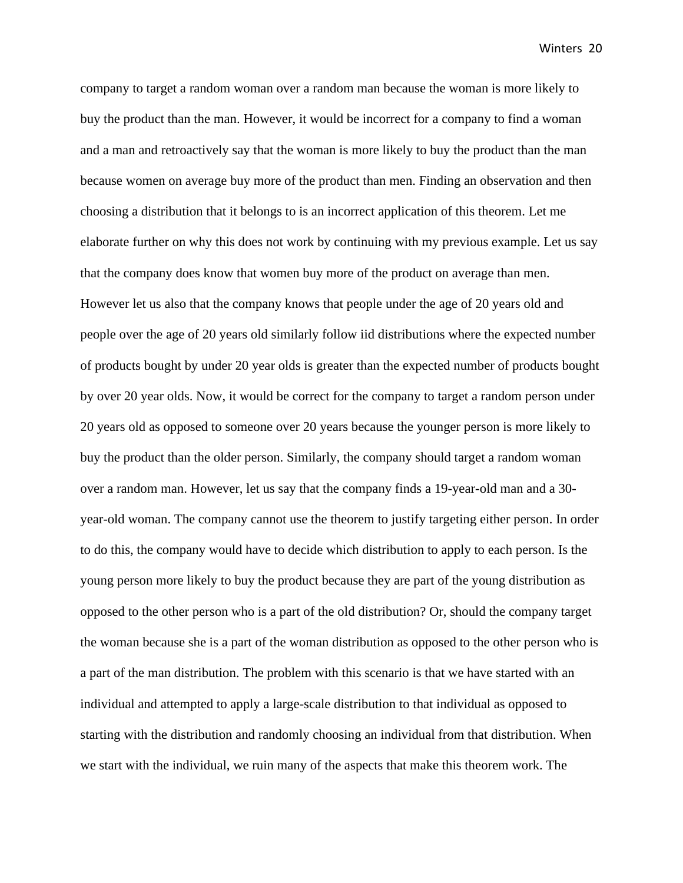company to target a random woman over a random man because the woman is more likely to buy the product than the man. However, it would be incorrect for a company to find a woman and a man and retroactively say that the woman is more likely to buy the product than the man because women on average buy more of the product than men. Finding an observation and then choosing a distribution that it belongs to is an incorrect application of this theorem. Let me elaborate further on why this does not work by continuing with my previous example. Let us say that the company does know that women buy more of the product on average than men. However let us also that the company knows that people under the age of 20 years old and people over the age of 20 years old similarly follow iid distributions where the expected number of products bought by under 20 year olds is greater than the expected number of products bought by over 20 year olds. Now, it would be correct for the company to target a random person under 20 years old as opposed to someone over 20 years because the younger person is more likely to buy the product than the older person. Similarly, the company should target a random woman over a random man. However, let us say that the company finds a 19-year-old man and a 30-year-old woman. The company cannot use the theorem to justify targeting either person. In order to do this, the company would have to decide which distribution to apply to each person. Is the young person more likely to buy the product because they are part of the young distribution as opposed to the other person who is a part of the old distribution? Or, should the company target the woman because she is a part of the woman distribution as opposed to the other person who is a part of the man distribution. The problem with this scenario is that we have started with an individual and attempted to apply a large-scale distribution to that individual as opposed to starting with the distribution and randomly choosing an individual from that distribution. When we start with the individual, we ruin many of the aspects that make this theorem work. The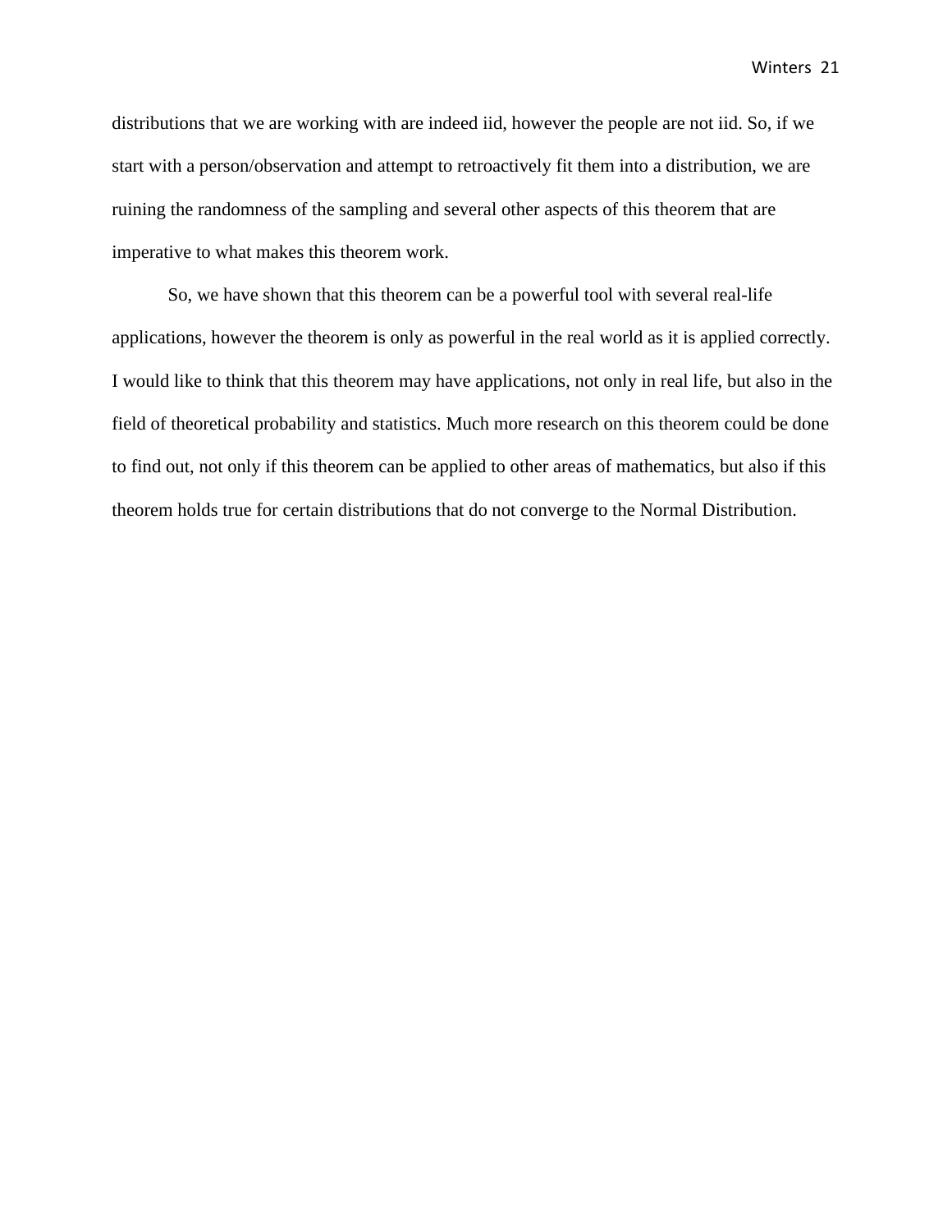distributions that we are working with are indeed iid, however the people are not iid. So, if we start with a person/observation and attempt to retroactively fit them into a distribution, we are ruining the randomness of the sampling and several other aspects of this theorem that are imperative to what makes this theorem work.

So, we have shown that this theorem can be a powerful tool with several real-life applications, however the theorem is only as powerful in the real world as it is applied correctly. I would like to think that this theorem may have applications, not only in real life, but also in the field of theoretical probability and statistics. Much more research on this theorem could be done to find out, not only if this theorem can be applied to other areas of mathematics, but also if this theorem holds true for certain distributions that do not converge to the Normal Distribution.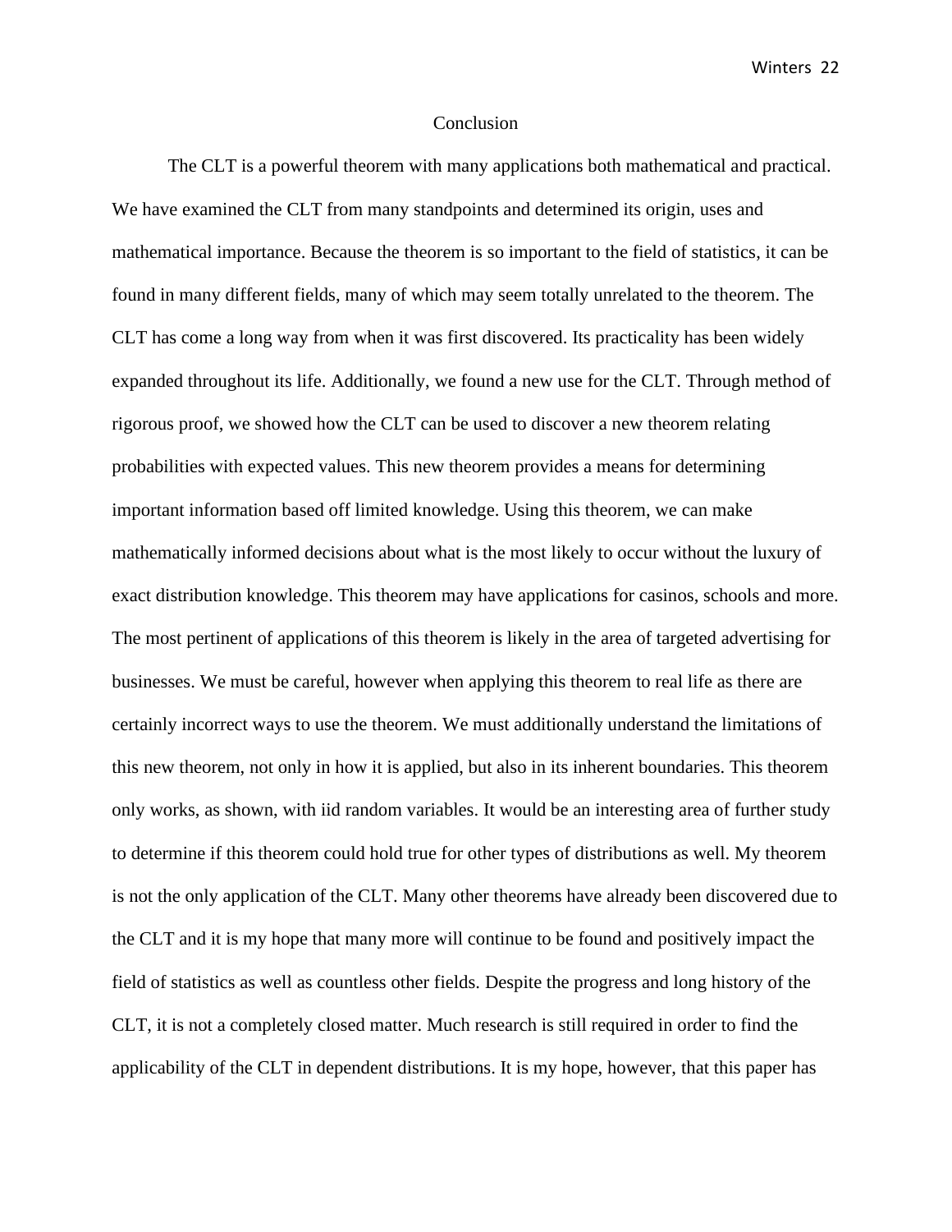# Conclusion

The CLT is a powerful theorem with many applications both mathematical and practical. We have examined the CLT from many standpoints and determined its origin, uses and mathematical importance. Because the theorem is so important to the field of statistics, it can be found in many different fields, many of which may seem totally unrelated to the theorem. The CLT has come a long way from when it was first discovered. Its practicality has been widely expanded throughout its life. Additionally, we found a new use for the CLT. Through method of rigorous proof, we showed how the CLT can be used to discover a new theorem relating probabilities with expected values. This new theorem provides a means for determining important information based off limited knowledge. Using this theorem, we can make mathematically informed decisions about what is the most likely to occur without the luxury of exact distribution knowledge. This theorem may have applications for casinos, schools and more. The most pertinent of applications of this theorem is likely in the area of targeted advertising for businesses. We must be careful, however when applying this theorem to real life as there are certainly incorrect ways to use the theorem. We must additionally understand the limitations of this new theorem, not only in how it is applied, but also in its inherent boundaries. This theorem only works, as shown, with iid random variables. It would be an interesting area of further study to determine if this theorem could hold true for other types of distributions as well. My theorem is not the only application of the CLT. Many other theorems have already been discovered due to the CLT and it is my hope that many more will continue to be found and positively impact the field of statistics as well as countless other fields. Despite the progress and long history of the CLT, it is not a completely closed matter. Much research is still required in order to find the applicability of the CLT in dependent distributions. It is my hope, however, that this paper has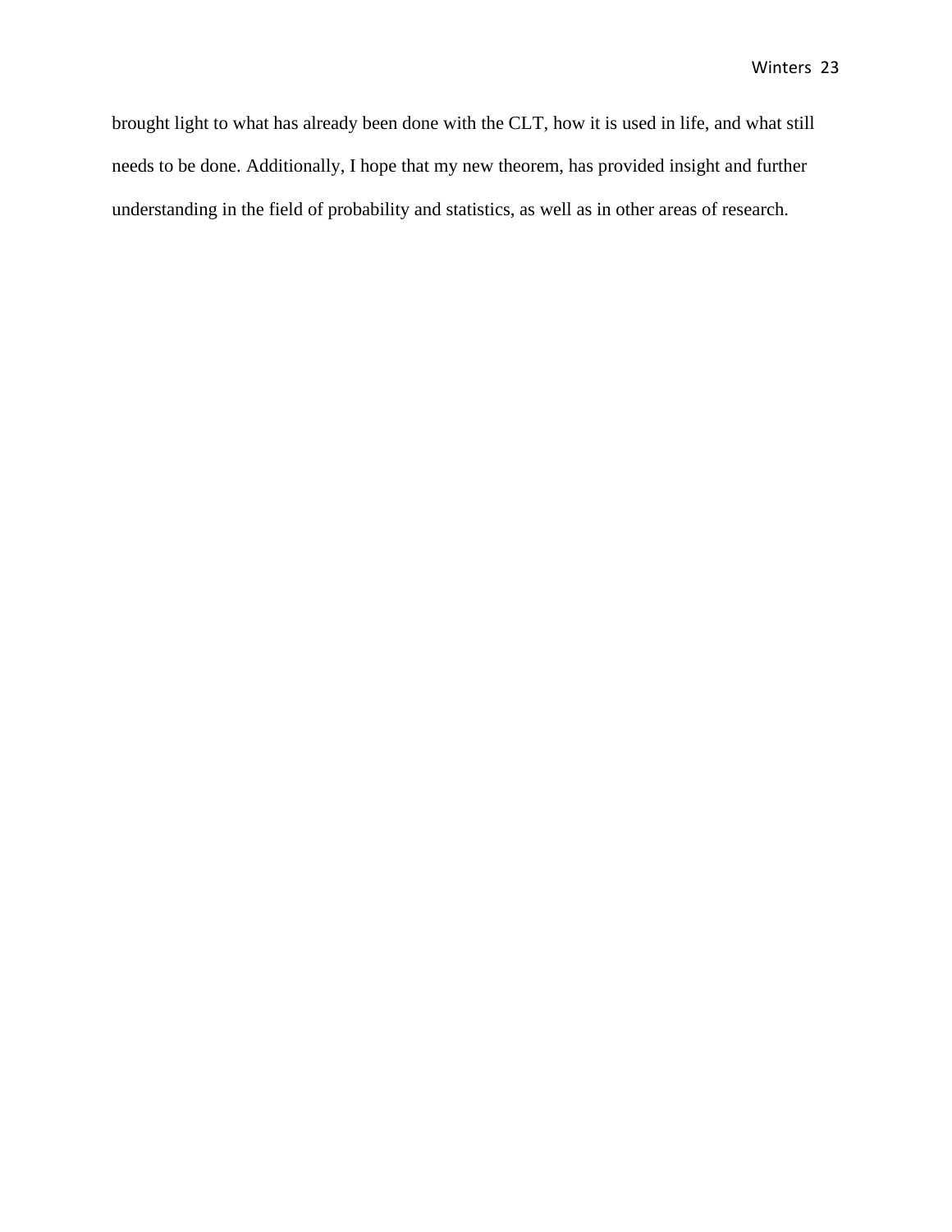brought light to what has already been done with the CLT, how it is used in life, and what still needs to be done. Additionally, I hope that my new theorem, has provided insight and further understanding in the field of probability and statistics, as well as in other areas of research.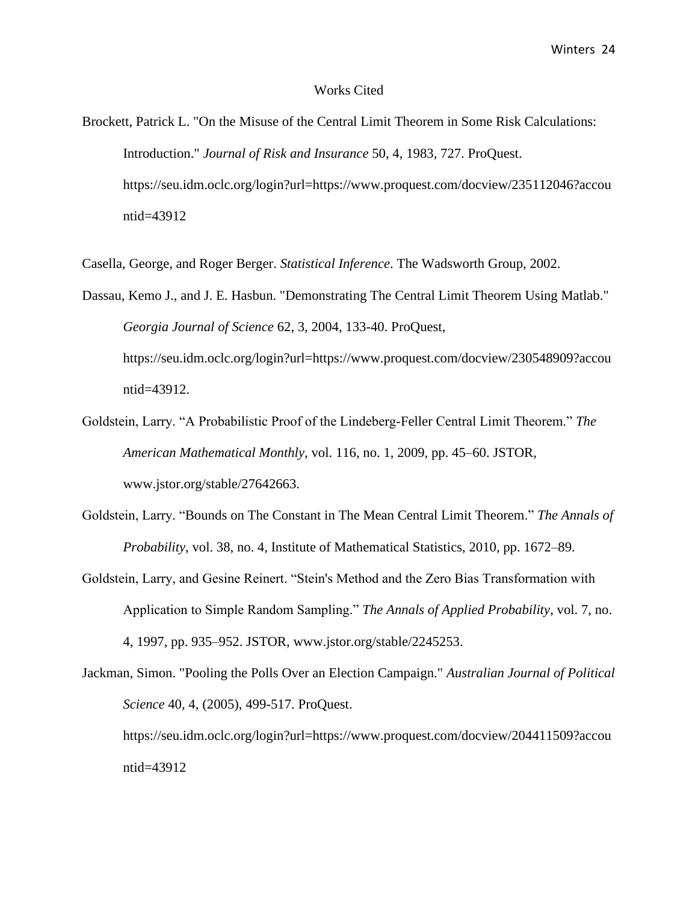# Works Cited

Brockett, Patrick L. "On the Misuse of the Central Limit Theorem in Some Risk Calculations: Introduction." *Journal of Risk and Insurance* 50, 4, 1983, 727. ProQuest. https://seu.idm.oclc.org/login?url=https://www.proquest.com/docview/235112046?accountid=43912

Casella, George, and Roger Berger. *Statistical Inference*. The Wadsworth Group, 2002.

Dassau, Kemo J., and J. E. Hasbun. "Demonstrating The Central Limit Theorem Using Matlab." *Georgia Journal of Science* 62, 3, 2004, 133-40. ProQuest, https://seu.idm.oclc.org/login?url=https://www.proquest.com/docview/230548909?accountid=43912.

Goldstein, Larry. "A Probabilistic Proof of the Lindeberg-Feller Central Limit Theorem." *The American Mathematical Monthly*, vol. 116, no. 1, 2009, pp. 45–60. JSTOR, www.jstor.org/stable/27642663.

Goldstein, Larry. "Bounds on The Constant in The Mean Central Limit Theorem." *The Annals of Probability*, vol. 38, no. 4, Institute of Mathematical Statistics, 2010, pp. 1672–89.

Goldstein, Larry, and Gesine Reinert. "Stein's Method and the Zero Bias Transformation with Application to Simple Random Sampling." *The Annals of Applied Probability*, vol. 7, no. 4, 1997, pp. 935–952. JSTOR, www.jstor.org/stable/2245253.

Jackman, Simon. "Pooling the Polls Over an Election Campaign." *Australian Journal of Political Science* 40, 4, (2005), 499-517. ProQuest. https://seu.idm.oclc.org/login?url=https://www.proquest.com/docview/204411509?accountid=43912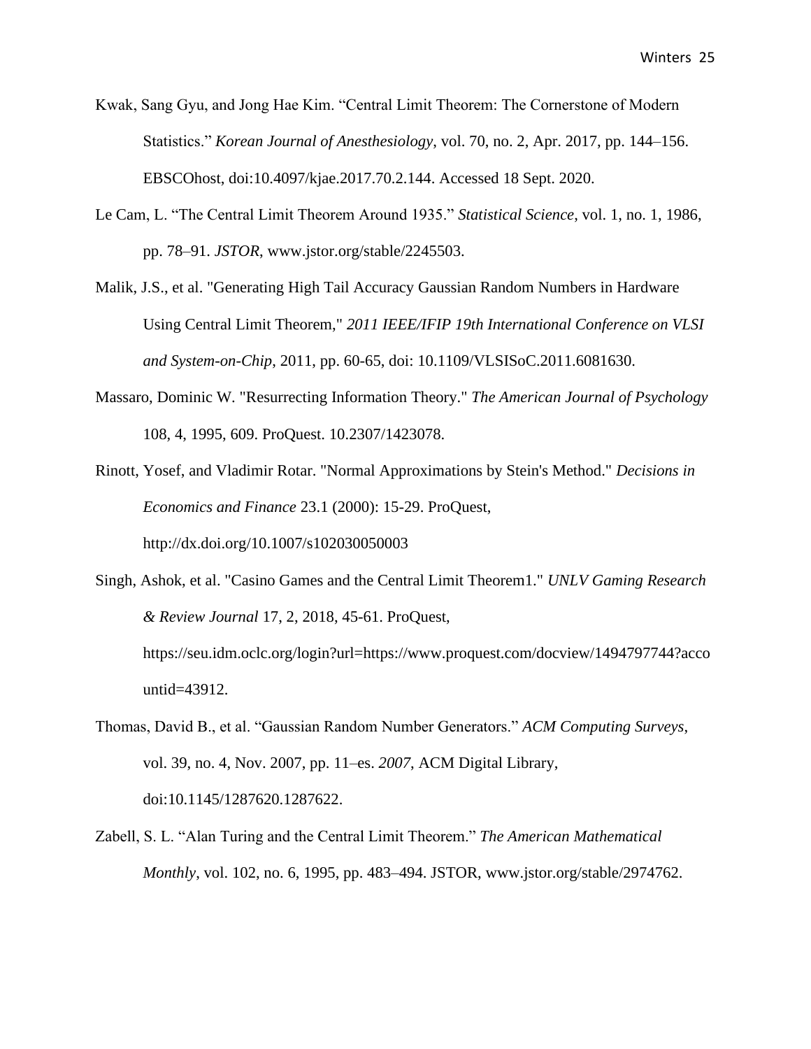Kwak, Sang Gyu, and Jong Hae Kim. “Central Limit Theorem: The Cornerstone of Modern Statistics.” *Korean Journal of Anesthesiology*, vol. 70, no. 2, Apr. 2017, pp. 144–156. EBSCOhost, doi:10.4097/kjae.2017.70.2.144. Accessed 18 Sept. 2020.

Le Cam, L. “The Central Limit Theorem Around 1935.” *Statistical Science*, vol. 1, no. 1, 1986, pp. 78–91. *JSTOR*, www.jstor.org/stable/2245503.

Malik, J.S., et al. "Generating High Tail Accuracy Gaussian Random Numbers in Hardware Using Central Limit Theorem," *2011 IEEE/IFIP 19th International Conference on VLSI and System-on-Chip*, 2011, pp. 60-65, doi: 10.1109/VLSISoC.2011.6081630.

Massaro, Dominic W. "Resurrecting Information Theory." *The American Journal of Psychology* 108, 4, 1995, 609. ProQuest. 10.2307/1423078.

Rinott, Yosef, and Vladimir Rotar. "Normal Approximations by Stein's Method." *Decisions in Economics and Finance* 23.1 (2000): 15-29. ProQuest, http://dx.doi.org/10.1007/s102030050003

Singh, Ashok, et al. "Casino Games and the Central Limit Theorem1." *UNLV Gaming Research & Review Journal* 17, 2, 2018, 45-61. ProQuest, https://seu.idm.oclc.org/login?url=https://www.proquest.com/docview/1494797744?accountid=43912.

Thomas, David B., et al. “Gaussian Random Number Generators.” *ACM Computing Surveys*, vol. 39, no. 4, Nov. 2007, pp. 11–es. *2007*, ACM Digital Library, doi:10.1145/1287620.1287622.

Zabell, S. L. “Alan Turing and the Central Limit Theorem.” *The American Mathematical Monthly*, vol. 102, no. 6, 1995, pp. 483–494. JSTOR, www.jstor.org/stable/2974762.